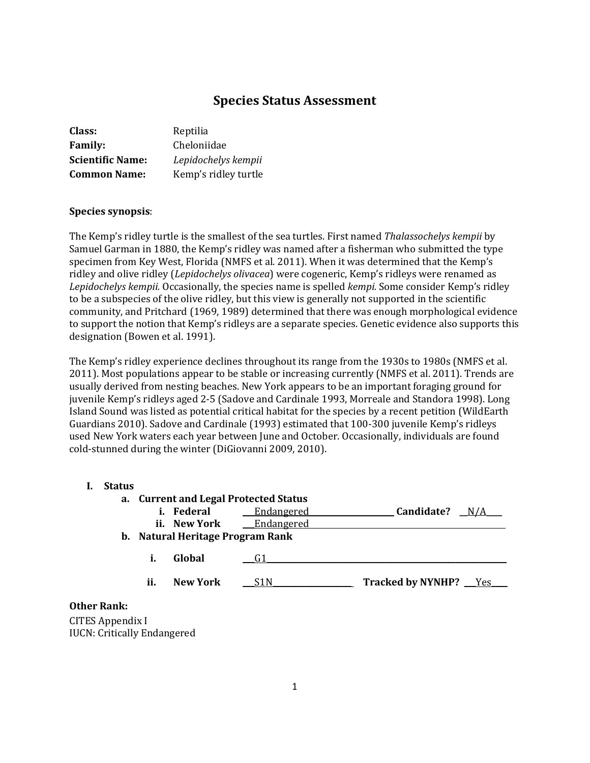# Species Status Assessment

**Class:** Reptilia
**Family:** Cheloniidae
**Scientific Name:** *Lepidochelys kempii*
**Common Name:** Kemp's ridley turtle

**Species synopsis**:

The Kemp's ridley turtle is the smallest of the sea turtles. First named *Thalassochelys kempii* by Samuel Garman in 1880, the Kemp's ridley was named after a fisherman who submitted the type specimen from Key West, Florida (NMFS et al. 2011). When it was determined that the Kemp's ridley and olive ridley (*Lepidochelys olivacea*) were cogeneric, Kemp's ridleys were renamed as *Lepidochelys kempii.* Occasionally, the species name is spelled *kempi.* Some consider Kemp's ridley to be a subspecies of the olive ridley, but this view is generally not supported in the scientific community, and Pritchard (1969, 1989) determined that there was enough morphological evidence to support the notion that Kemp's ridleys are a separate species. Genetic evidence also supports this designation (Bowen et al. 1991).

The Kemp's ridley experience declines throughout its range from the 1930s to 1980s (NMFS et al. 2011). Most populations appear to be stable or increasing currently (NMFS et al. 2011). Trends are usually derived from nesting beaches. New York appears to be an important foraging ground for juvenile Kemp's ridleys aged 2-5 (Sadove and Cardinale 1993, Morreale and Standora 1998). Long Island Sound was listed as potential critical habitat for the species by a recent petition (WildEarth Guardians 2010). Sadove and Cardinale (1993) estimated that 100-300 juvenile Kemp's ridleys used New York waters each year between June and October. Occasionally, individuals are found cold-stunned during the winter (DiGiovanni 2009, 2010).

## I. Status

**a. Current and Legal Protected Status**

- **i. Federal** Endangered **Candidate?** N/A
- **ii. New York** Endangered

**b. Natural Heritage Program Rank**

- **i. Global** G1
- **ii. New York** S1N **Tracked by NYNHP?** Yes

**Other Rank:**

CITES Appendix I
IUCN: Critically Endangered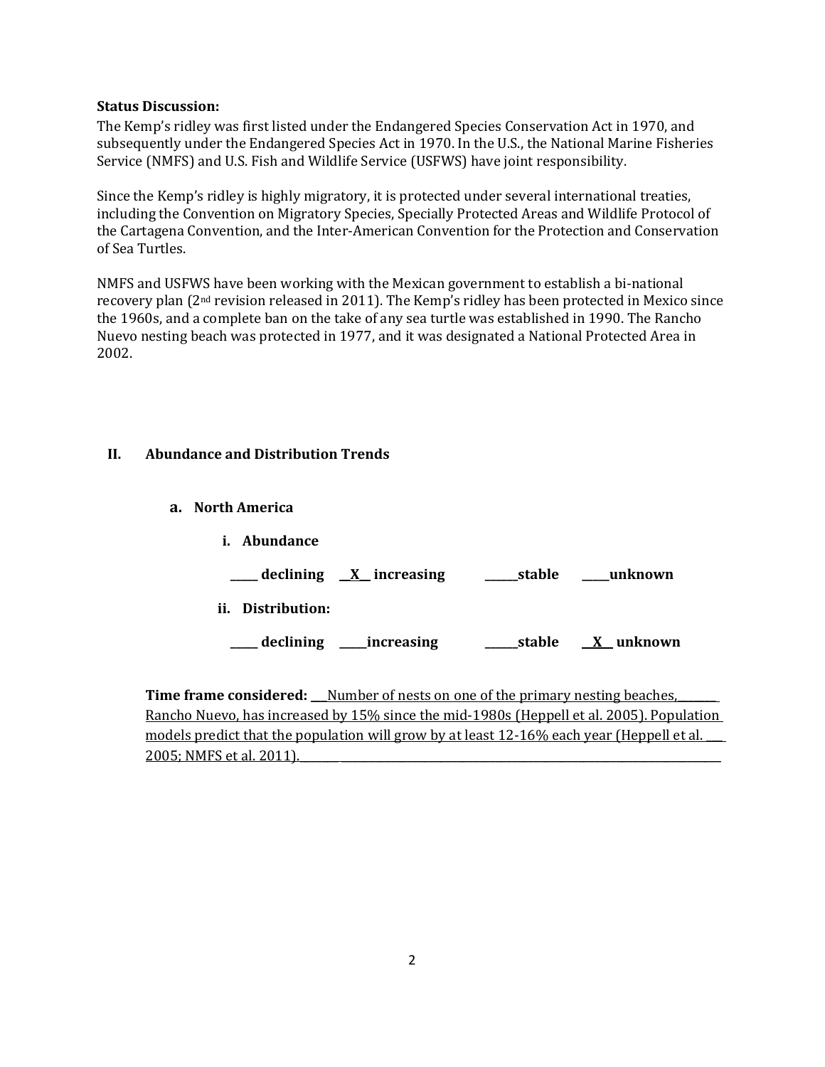**Status Discussion:**

The Kemp's ridley was first listed under the Endangered Species Conservation Act in 1970, and subsequently under the Endangered Species Act in 1970. In the U.S., the National Marine Fisheries Service (NMFS) and U.S. Fish and Wildlife Service (USFWS) have joint responsibility.

Since the Kemp's ridley is highly migratory, it is protected under several international treaties, including the Convention on Migratory Species, Specially Protected Areas and Wildlife Protocol of the Cartagena Convention, and the Inter-American Convention for the Protection and Conservation of Sea Turtles.

NMFS and USFWS have been working with the Mexican government to establish a bi-national recovery plan (2nd revision released in 2011). The Kemp's ridley has been protected in Mexico since the 1960s, and a complete ban on the take of any sea turtle was established in 1990. The Rancho Nuevo nesting beach was protected in 1977, and it was designated a National Protected Area in 2002.

## II. Abundance and Distribution Trends

### a. North America

**i. Abundance**

**_____ declining __X__ increasing ______stable _____unknown**

**ii. Distribution:**

**_____ declining _____increasing ______stable __X__ unknown**

**Time frame considered:** Number of nests on one of the primary nesting beaches, Rancho Nuevo, has increased by 15% since the mid-1980s (Heppell et al. 2005). Population models predict that the population will grow by at least 12-16% each year (Heppell et al. 2005; NMFS et al. 2011).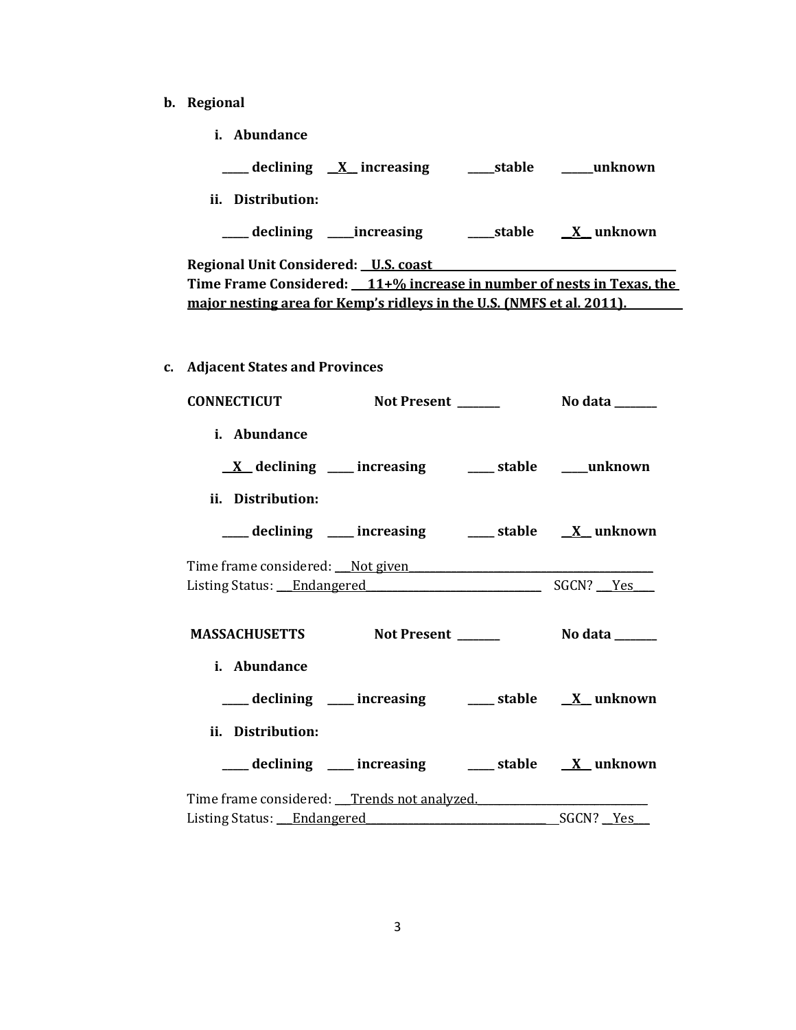**b. Regional**

**i. Abundance**

**_____ declining __X__ increasing _____stable ______unknown**

**ii. Distribution:**

**_____ declining _____increasing _____stable __X__ unknown**

**Regional Unit Considered: __U.S. coast__**
**Time Frame Considered: __11+% increase in number of nests in Texas, the major nesting area for Kemp's ridleys in the U.S. (NMFS et al. 2011).__**

**c. Adjacent States and Provinces**

**CONNECTICUT** **Not Present _______** **No data _______**

**i. Abundance**

**__X__ declining _____ increasing _____ stable _____unknown**

**ii. Distribution:**

**_____ declining _____ increasing _____ stable __X__ unknown**

Time frame considered: ___Not given___
Listing Status: ___Endangered___ SGCN? ___Yes___

**MASSACHUSETTS** **Not Present _______** **No data _______**

**i. Abundance**

**_____ declining _____ increasing _____ stable __X__ unknown**

**ii. Distribution:**

**_____ declining _____ increasing _____ stable __X__ unknown**

Time frame considered: ___Trends not analyzed.___
Listing Status: ___Endangered___ SGCN? __Yes___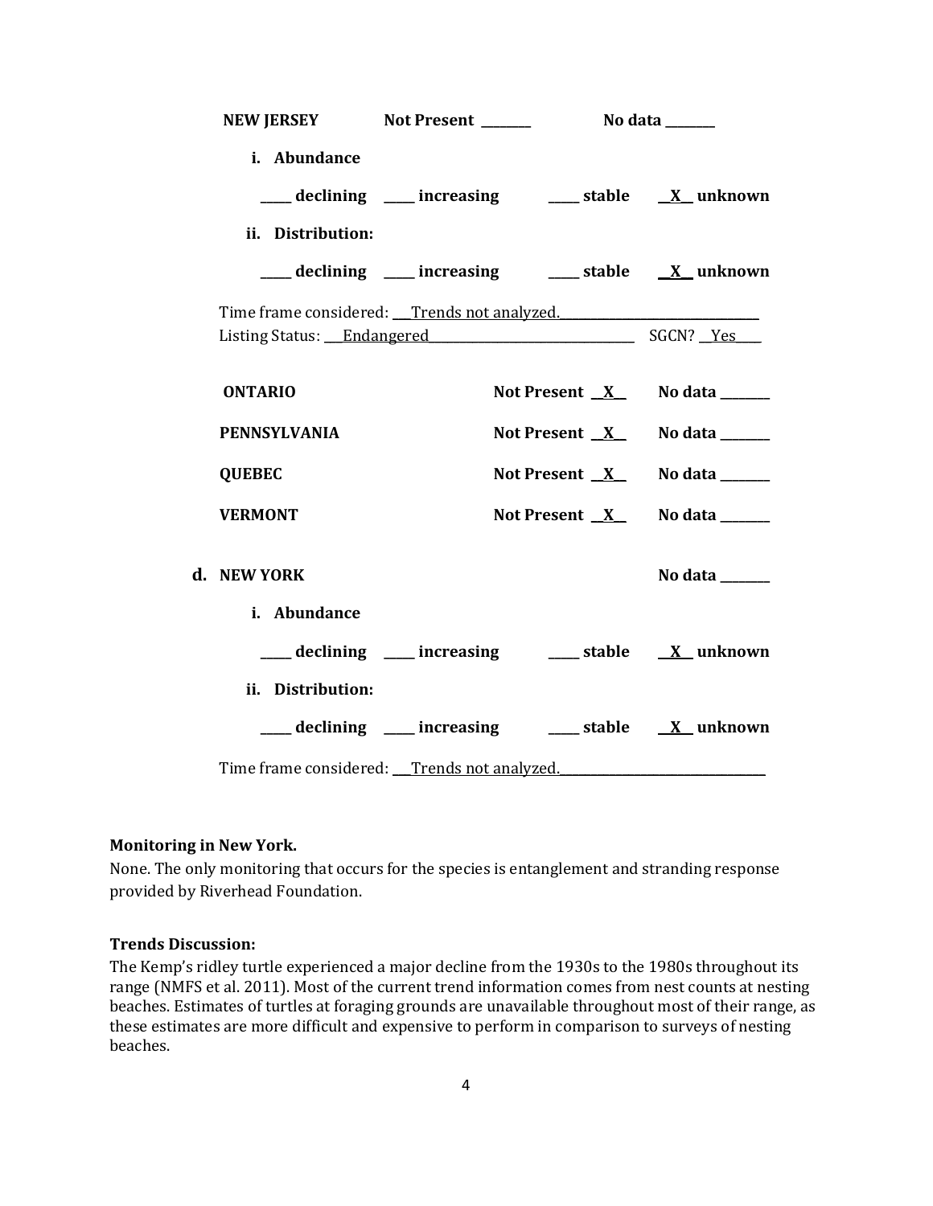**NEW JERSEY** **Not Present ________** **No data ________**

**i. Abundance**

**_____ declining _____ increasing _____ stable __X__ unknown**

**ii. Distribution:**

**_____ declining _____ increasing _____ stable __X__ unknown**

Time frame considered: ___Trends not analyzed.________________________________

Listing Status: ___Endangered________________________________ SGCN? __Yes____

**ONTARIO** **Not Present __X__** **No data ________**

**PENNSYLVANIA** **Not Present __X__** **No data ________**

**QUEBEC** **Not Present __X__** **No data ________**

**VERMONT** **Not Present __X__** **No data ________**

**d. NEW YORK** **No data ________**

**i. Abundance**

**_____ declining _____ increasing _____ stable __X__ unknown**

**ii. Distribution:**

**_____ declining _____ increasing _____ stable __X__ unknown**

Time frame considered: ___Trends not analyzed.________________________________

**Monitoring in New York.**

None. The only monitoring that occurs for the species is entanglement and stranding response provided by Riverhead Foundation.

**Trends Discussion:**

The Kemp's ridley turtle experienced a major decline from the 1930s to the 1980s throughout its range (NMFS et al. 2011). Most of the current trend information comes from nest counts at nesting beaches. Estimates of turtles at foraging grounds are unavailable throughout most of their range, as these estimates are more difficult and expensive to perform in comparison to surveys of nesting beaches.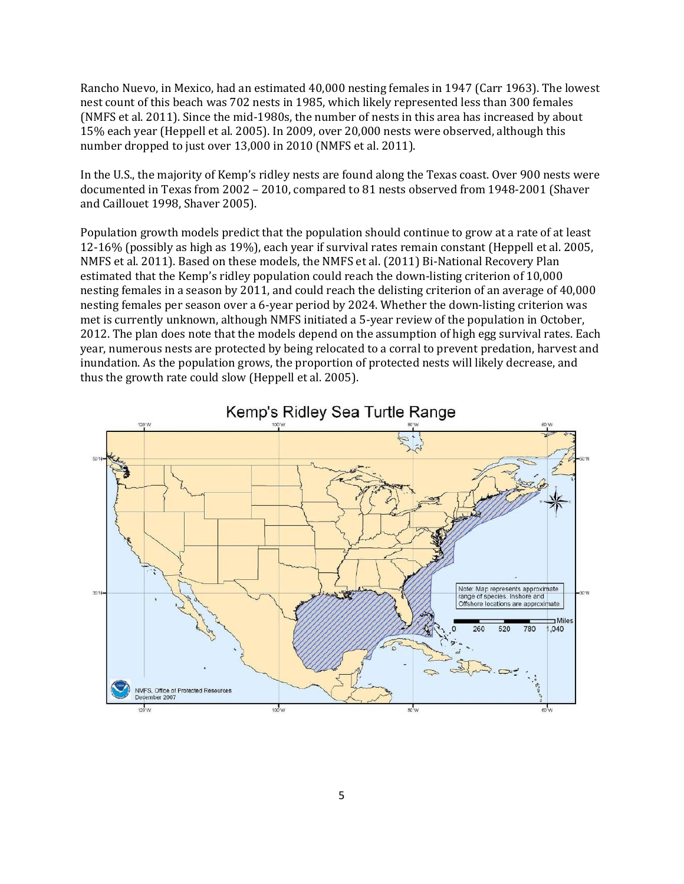Rancho Nuevo, in Mexico, had an estimated 40,000 nesting females in 1947 (Carr 1963). The lowest nest count of this beach was 702 nests in 1985, which likely represented less than 300 females (NMFS et al. 2011). Since the mid-1980s, the number of nests in this area has increased by about 15% each year (Heppell et al. 2005). In 2009, over 20,000 nests were observed, although this number dropped to just over 13,000 in 2010 (NMFS et al. 2011).

In the U.S., the majority of Kemp's ridley nests are found along the Texas coast. Over 900 nests were documented in Texas from 2002 – 2010, compared to 81 nests observed from 1948-2001 (Shaver and Caillouet 1998, Shaver 2005).

Population growth models predict that the population should continue to grow at a rate of at least 12-16% (possibly as high as 19%), each year if survival rates remain constant (Heppell et al. 2005, NMFS et al. 2011). Based on these models, the NMFS et al. (2011) Bi-National Recovery Plan estimated that the Kemp's ridley population could reach the down-listing criterion of 10,000 nesting females in a season by 2011, and could reach the delisting criterion of an average of 40,000 nesting females per season over a 6-year period by 2024. Whether the down-listing criterion was met is currently unknown, although NMFS initiated a 5-year review of the population in October, 2012. The plan does note that the models depend on the assumption of high egg survival rates. Each year, numerous nests are protected by being relocated to a corral to prevent predation, harvest and inundation. As the population grows, the proportion of protected nests will likely decrease, and thus the growth rate could slow (Heppell et al. 2005).

Kemp's Ridley Sea Turtle Range

Note: Map represents approximate range of species. Inshore and Offshore locations are approximate.

NMFS, Office of Protected Resources
December 2007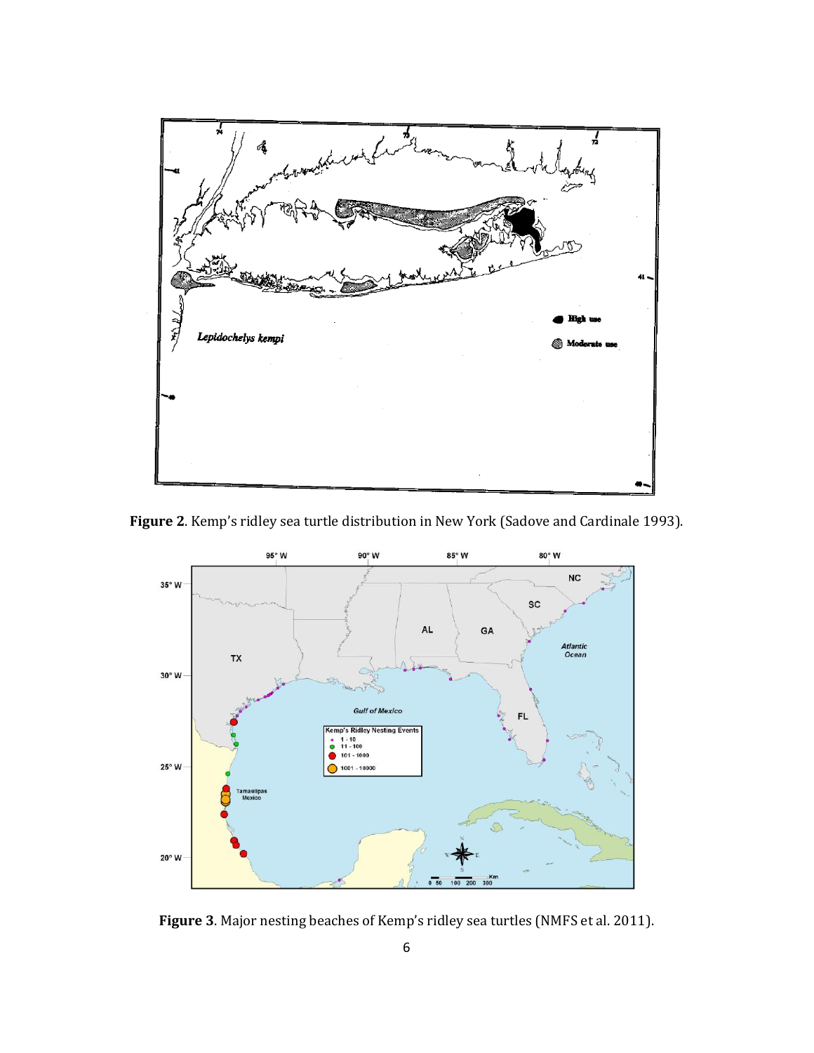**Figure 2**. Kemp's ridley sea turtle distribution in New York (Sadove and Cardinale 1993).

**Figure 3**. Major nesting beaches of Kemp's ridley sea turtles (NMFS et al. 2011).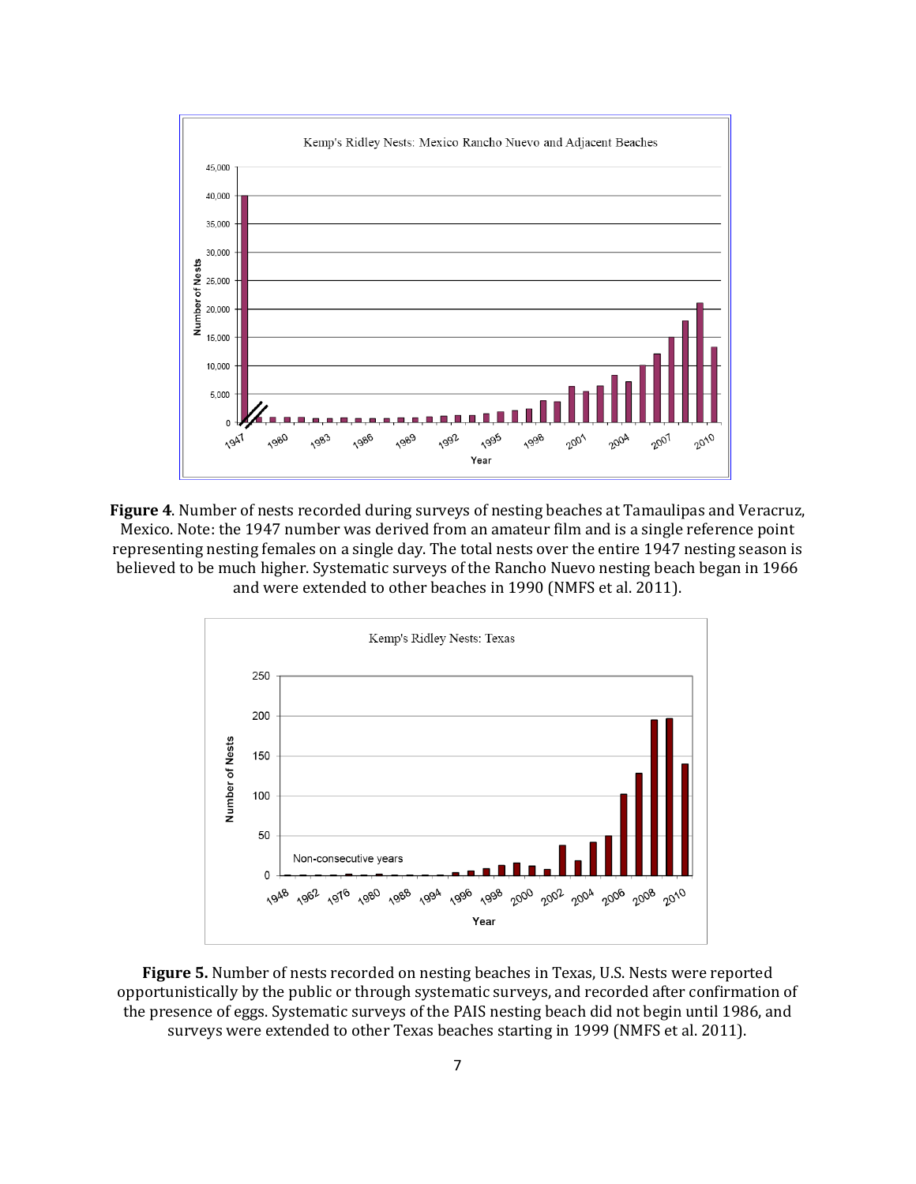**Figure 4**. Number of nests recorded during surveys of nesting beaches at Tamaulipas and Veracruz, Mexico. Note: the 1947 number was derived from an amateur film and is a single reference point representing nesting females on a single day. The total nests over the entire 1947 nesting season is believed to be much higher. Systematic surveys of the Rancho Nuevo nesting beach began in 1966 and were extended to other beaches in 1990 (NMFS et al. 2011).

**Figure 5.** Number of nests recorded on nesting beaches in Texas, U.S. Nests were reported opportunistically by the public or through systematic surveys, and recorded after confirmation of the presence of eggs. Systematic surveys of the PAIS nesting beach did not begin until 1986, and surveys were extended to other Texas beaches starting in 1999 (NMFS et al. 2011).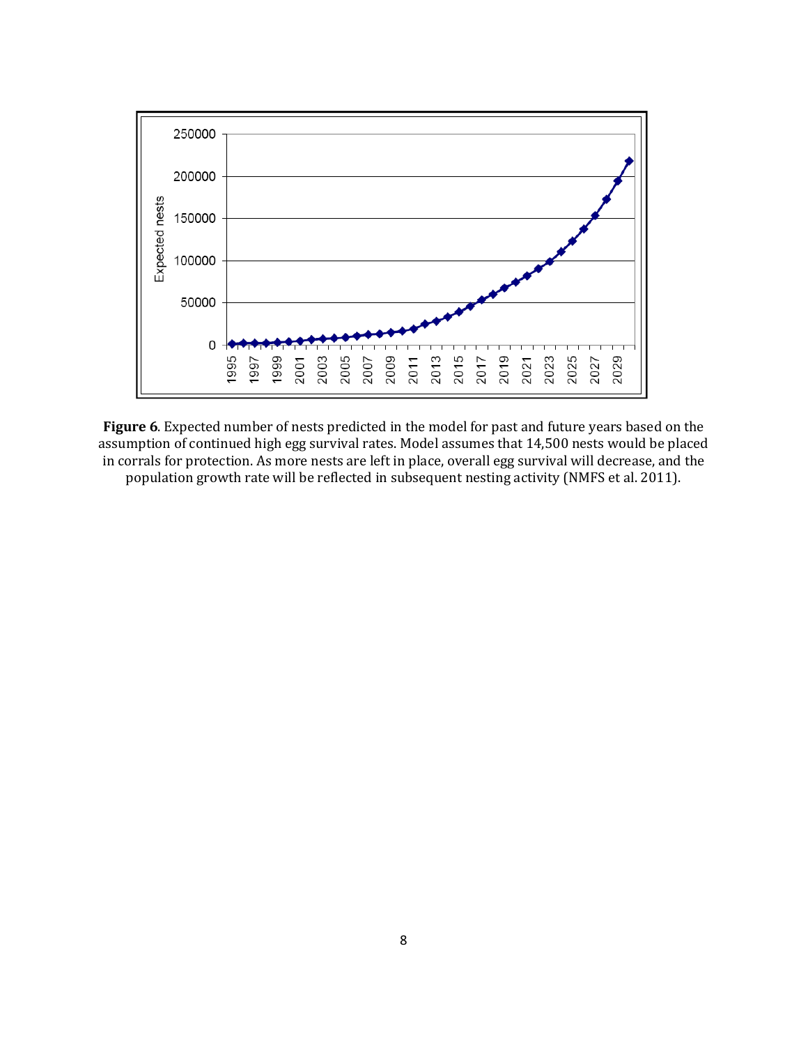**Figure 6**. Expected number of nests predicted in the model for past and future years based on the assumption of continued high egg survival rates. Model assumes that 14,500 nests would be placed in corrals for protection. As more nests are left in place, overall egg survival will decrease, and the population growth rate will be reflected in subsequent nesting activity (NMFS et al. 2011).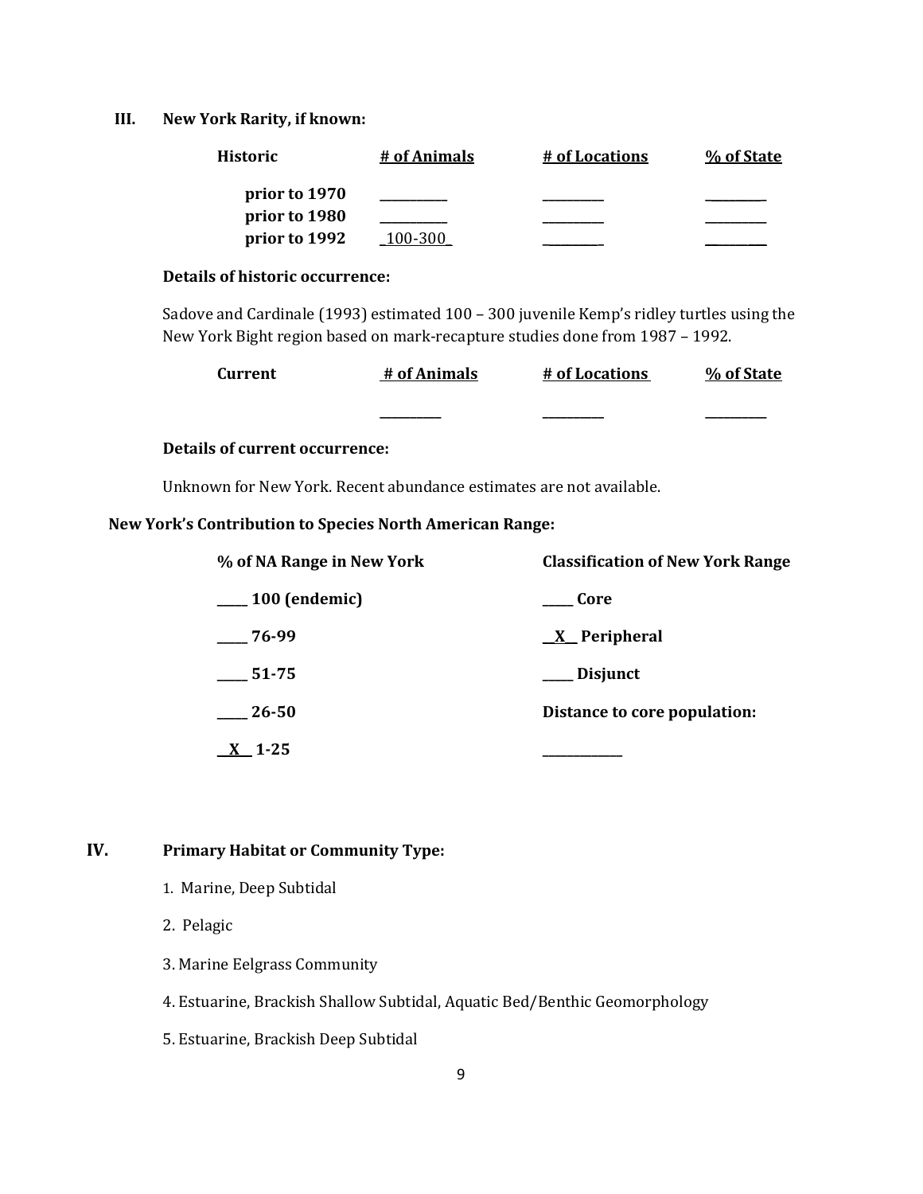## III. New York Rarity, if known:

| Historic | # of Animals | # of Locations | % of State |
|---|---|---|---|
| prior to 1970 | _________ | _________ | _________ |
| prior to 1980 | _________ | _________ | _________ |
| prior to 1992 | _100-300_ | _________ | _________ |

**Details of historic occurrence:**

Sadove and Cardinale (1993) estimated 100 – 300 juvenile Kemp's ridley turtles using the New York Bight region based on mark-recapture studies done from 1987 – 1992.

| Current | # of Animals | # of Locations | % of State |
|---|---|---|---|
| | _________ | _________ | _________ |

**Details of current occurrence:**

Unknown for New York. Recent abundance estimates are not available.

**New York's Contribution to Species North American Range:**

| % of NA Range in New York | Classification of New York Range |
|---|---|
| ____ 100 (endemic) | ____ Core |
| ____ 76-99 | __X__ Peripheral |
| ____ 51-75 | ____ Disjunct |
| ____ 26-50 | **Distance to core population:** |
| __X__ 1-25 | ___________ |

## IV. Primary Habitat or Community Type:

1. Marine, Deep Subtidal
2. Pelagic
3. Marine Eelgrass Community
4. Estuarine, Brackish Shallow Subtidal, Aquatic Bed/Benthic Geomorphology
5. Estuarine, Brackish Deep Subtidal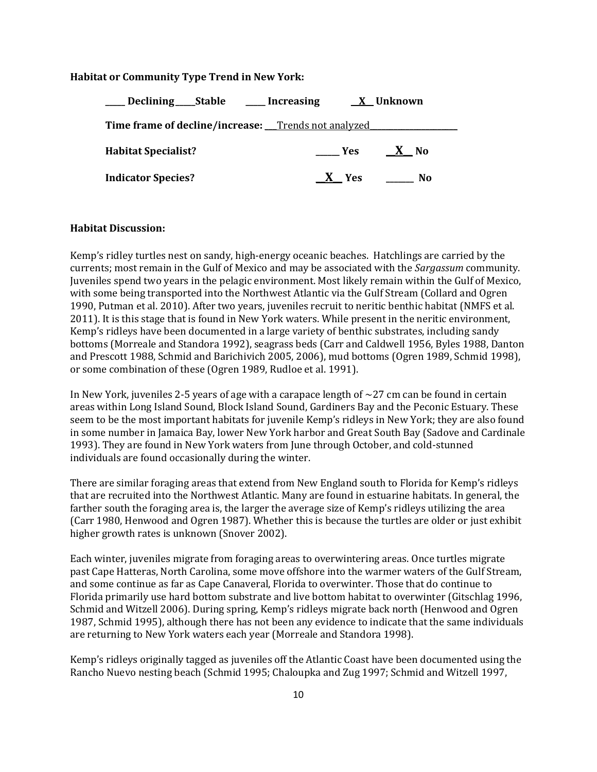**Habitat or Community Type Trend in New York:**

\_\_\_\_ Declining \_\_\_\_Stable \_\_\_\_ Increasing \_\_X\_\_ Unknown

**Time frame of decline/increase:** \_\_\_Trends not analyzed\_\_\_\_\_\_\_\_\_\_\_\_\_\_\_\_\_\_\_\_

**Habitat Specialist?** \_\_\_\_\_ Yes \_\_X\_\_ No

**Indicator Species?** \_\_X\_\_ Yes \_\_\_\_\_ No

**Habitat Discussion:**

Kemp's ridley turtles nest on sandy, high-energy oceanic beaches. Hatchlings are carried by the currents; most remain in the Gulf of Mexico and may be associated with the *Sargassum* community. Juveniles spend two years in the pelagic environment. Most likely remain within the Gulf of Mexico, with some being transported into the Northwest Atlantic via the Gulf Stream (Collard and Ogren 1990, Putman et al. 2010). After two years, juveniles recruit to neritic benthic habitat (NMFS et al. 2011). It is this stage that is found in New York waters. While present in the neritic environment, Kemp's ridleys have been documented in a large variety of benthic substrates, including sandy bottoms (Morreale and Standora 1992), seagrass beds (Carr and Caldwell 1956, Byles 1988, Danton and Prescott 1988, Schmid and Barichivich 2005, 2006), mud bottoms (Ogren 1989, Schmid 1998), or some combination of these (Ogren 1989, Rudloe et al. 1991).

In New York, juveniles 2-5 years of age with a carapace length of ~27 cm can be found in certain areas within Long Island Sound, Block Island Sound, Gardiners Bay and the Peconic Estuary. These seem to be the most important habitats for juvenile Kemp's ridleys in New York; they are also found in some number in Jamaica Bay, lower New York harbor and Great South Bay (Sadove and Cardinale 1993). They are found in New York waters from June through October, and cold-stunned individuals are found occasionally during the winter.

There are similar foraging areas that extend from New England south to Florida for Kemp's ridleys that are recruited into the Northwest Atlantic. Many are found in estuarine habitats. In general, the farther south the foraging area is, the larger the average size of Kemp's ridleys utilizing the area (Carr 1980, Henwood and Ogren 1987). Whether this is because the turtles are older or just exhibit higher growth rates is unknown (Snover 2002).

Each winter, juveniles migrate from foraging areas to overwintering areas. Once turtles migrate past Cape Hatteras, North Carolina, some move offshore into the warmer waters of the Gulf Stream, and some continue as far as Cape Canaveral, Florida to overwinter. Those that do continue to Florida primarily use hard bottom substrate and live bottom habitat to overwinter (Gitschlag 1996, Schmid and Witzell 2006). During spring, Kemp's ridleys migrate back north (Henwood and Ogren 1987, Schmid 1995), although there has not been any evidence to indicate that the same individuals are returning to New York waters each year (Morreale and Standora 1998).

Kemp's ridleys originally tagged as juveniles off the Atlantic Coast have been documented using the Rancho Nuevo nesting beach (Schmid 1995; Chaloupka and Zug 1997; Schmid and Witzell 1997,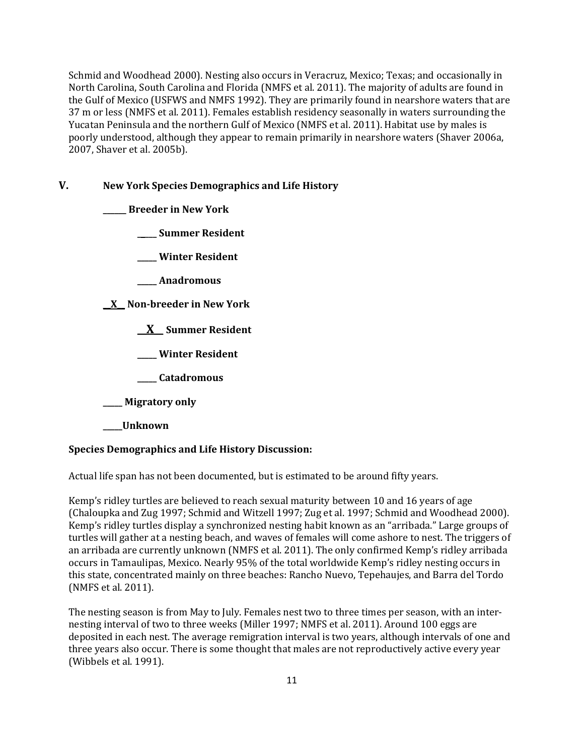Schmid and Woodhead 2000). Nesting also occurs in Veracruz, Mexico; Texas; and occasionally in North Carolina, South Carolina and Florida (NMFS et al. 2011). The majority of adults are found in the Gulf of Mexico (USFWS and NMFS 1992). They are primarily found in nearshore waters that are 37 m or less (NMFS et al. 2011). Females establish residency seasonally in waters surrounding the Yucatan Peninsula and the northern Gulf of Mexico (NMFS et al. 2011). Habitat use by males is poorly understood, although they appear to remain primarily in nearshore waters (Shaver 2006a, 2007, Shaver et al. 2005b).

## V. New York Species Demographics and Life History

**______ Breeder in New York**

**_____ Summer Resident**

**_____ Winter Resident**

**_____ Anadromous**

**__X__ Non-breeder in New York**

**__X__ Summer Resident**

**_____ Winter Resident**

**_____ Catadromous**

**_____ Migratory only**

**_____Unknown**

**Species Demographics and Life History Discussion:**

Actual life span has not been documented, but is estimated to be around fifty years.

Kemp's ridley turtles are believed to reach sexual maturity between 10 and 16 years of age (Chaloupka and Zug 1997; Schmid and Witzell 1997; Zug et al. 1997; Schmid and Woodhead 2000). Kemp's ridley turtles display a synchronized nesting habit known as an "arribada." Large groups of turtles will gather at a nesting beach, and waves of females will come ashore to nest. The triggers of an arribada are currently unknown (NMFS et al. 2011). The only confirmed Kemp's ridley arribada occurs in Tamaulipas, Mexico. Nearly 95% of the total worldwide Kemp's ridley nesting occurs in this state, concentrated mainly on three beaches: Rancho Nuevo, Tepehaujes, and Barra del Tordo (NMFS et al. 2011).

The nesting season is from May to July. Females nest two to three times per season, with an inter-nesting interval of two to three weeks (Miller 1997; NMFS et al. 2011). Around 100 eggs are deposited in each nest. The average remigration interval is two years, although intervals of one and three years also occur. There is some thought that males are not reproductively active every year (Wibbels et al. 1991).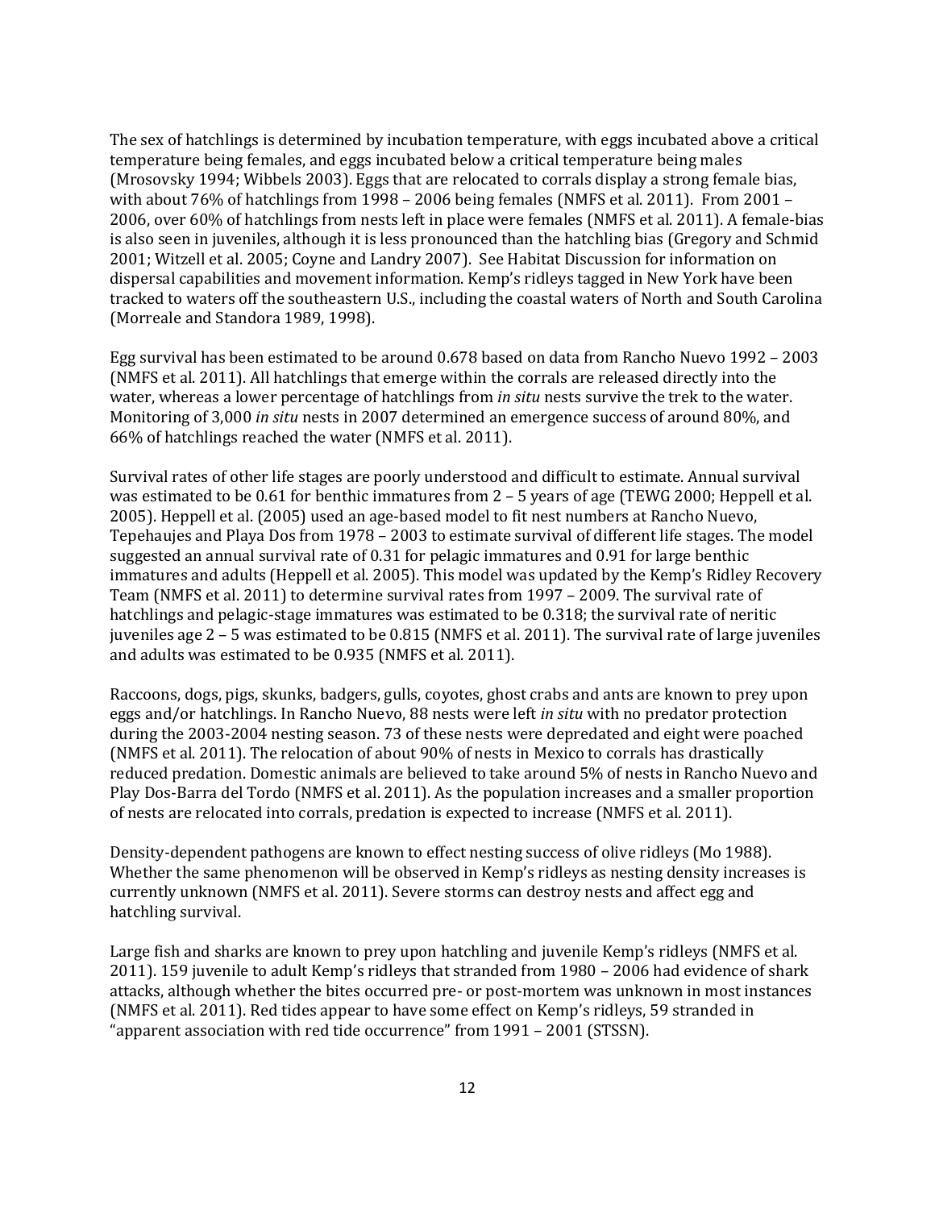The sex of hatchlings is determined by incubation temperature, with eggs incubated above a critical temperature being females, and eggs incubated below a critical temperature being males (Mrosovsky 1994; Wibbels 2003). Eggs that are relocated to corrals display a strong female bias, with about 76% of hatchlings from 1998 – 2006 being females (NMFS et al. 2011). From 2001 – 2006, over 60% of hatchlings from nests left in place were females (NMFS et al. 2011). A female-bias is also seen in juveniles, although it is less pronounced than the hatchling bias (Gregory and Schmid 2001; Witzell et al. 2005; Coyne and Landry 2007). See Habitat Discussion for information on dispersal capabilities and movement information. Kemp's ridleys tagged in New York have been tracked to waters off the southeastern U.S., including the coastal waters of North and South Carolina (Morreale and Standora 1989, 1998).

Egg survival has been estimated to be around 0.678 based on data from Rancho Nuevo 1992 – 2003 (NMFS et al. 2011). All hatchlings that emerge within the corrals are released directly into the water, whereas a lower percentage of hatchlings from *in situ* nests survive the trek to the water. Monitoring of 3,000 *in situ* nests in 2007 determined an emergence success of around 80%, and 66% of hatchlings reached the water (NMFS et al. 2011).

Survival rates of other life stages are poorly understood and difficult to estimate. Annual survival was estimated to be 0.61 for benthic immatures from 2 – 5 years of age (TEWG 2000; Heppell et al. 2005). Heppell et al. (2005) used an age-based model to fit nest numbers at Rancho Nuevo, Tepehaujes and Playa Dos from 1978 – 2003 to estimate survival of different life stages. The model suggested an annual survival rate of 0.31 for pelagic immatures and 0.91 for large benthic immatures and adults (Heppell et al. 2005). This model was updated by the Kemp's Ridley Recovery Team (NMFS et al. 2011) to determine survival rates from 1997 – 2009. The survival rate of hatchlings and pelagic-stage immatures was estimated to be 0.318; the survival rate of neritic juveniles age 2 – 5 was estimated to be 0.815 (NMFS et al. 2011). The survival rate of large juveniles and adults was estimated to be 0.935 (NMFS et al. 2011).

Raccoons, dogs, pigs, skunks, badgers, gulls, coyotes, ghost crabs and ants are known to prey upon eggs and/or hatchlings. In Rancho Nuevo, 88 nests were left *in situ* with no predator protection during the 2003-2004 nesting season. 73 of these nests were depredated and eight were poached (NMFS et al. 2011). The relocation of about 90% of nests in Mexico to corrals has drastically reduced predation. Domestic animals are believed to take around 5% of nests in Rancho Nuevo and Play Dos-Barra del Tordo (NMFS et al. 2011). As the population increases and a smaller proportion of nests are relocated into corrals, predation is expected to increase (NMFS et al. 2011).

Density-dependent pathogens are known to effect nesting success of olive ridleys (Mo 1988). Whether the same phenomenon will be observed in Kemp's ridleys as nesting density increases is currently unknown (NMFS et al. 2011). Severe storms can destroy nests and affect egg and hatchling survival.

Large fish and sharks are known to prey upon hatchling and juvenile Kemp's ridleys (NMFS et al. 2011). 159 juvenile to adult Kemp's ridleys that stranded from 1980 – 2006 had evidence of shark attacks, although whether the bites occurred pre- or post-mortem was unknown in most instances (NMFS et al. 2011). Red tides appear to have some effect on Kemp's ridleys, 59 stranded in "apparent association with red tide occurrence" from 1991 – 2001 (STSSN).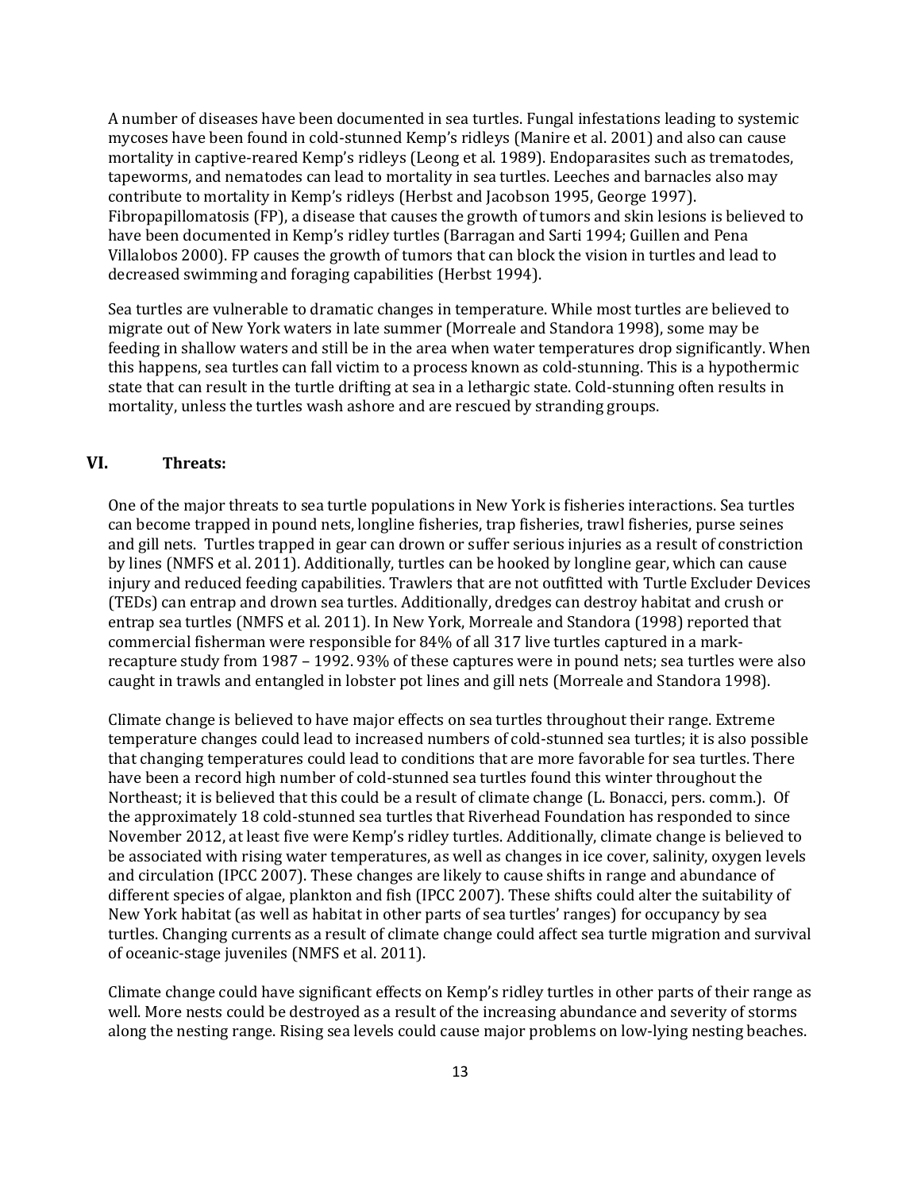A number of diseases have been documented in sea turtles. Fungal infestations leading to systemic mycoses have been found in cold-stunned Kemp's ridleys (Manire et al. 2001) and also can cause mortality in captive-reared Kemp's ridleys (Leong et al. 1989). Endoparasites such as trematodes, tapeworms, and nematodes can lead to mortality in sea turtles. Leeches and barnacles also may contribute to mortality in Kemp's ridleys (Herbst and Jacobson 1995, George 1997). Fibropapillomatosis (FP), a disease that causes the growth of tumors and skin lesions is believed to have been documented in Kemp's ridley turtles (Barragan and Sarti 1994; Guillen and Pena Villalobos 2000). FP causes the growth of tumors that can block the vision in turtles and lead to decreased swimming and foraging capabilities (Herbst 1994).

Sea turtles are vulnerable to dramatic changes in temperature. While most turtles are believed to migrate out of New York waters in late summer (Morreale and Standora 1998), some may be feeding in shallow waters and still be in the area when water temperatures drop significantly. When this happens, sea turtles can fall victim to a process known as cold-stunning. This is a hypothermic state that can result in the turtle drifting at sea in a lethargic state. Cold-stunning often results in mortality, unless the turtles wash ashore and are rescued by stranding groups.

## VI. Threats:

One of the major threats to sea turtle populations in New York is fisheries interactions. Sea turtles can become trapped in pound nets, longline fisheries, trap fisheries, trawl fisheries, purse seines and gill nets. Turtles trapped in gear can drown or suffer serious injuries as a result of constriction by lines (NMFS et al. 2011). Additionally, turtles can be hooked by longline gear, which can cause injury and reduced feeding capabilities. Trawlers that are not outfitted with Turtle Excluder Devices (TEDs) can entrap and drown sea turtles. Additionally, dredges can destroy habitat and crush or entrap sea turtles (NMFS et al. 2011). In New York, Morreale and Standora (1998) reported that commercial fisherman were responsible for 84% of all 317 live turtles captured in a mark-recapture study from 1987 – 1992. 93% of these captures were in pound nets; sea turtles were also caught in trawls and entangled in lobster pot lines and gill nets (Morreale and Standora 1998).

Climate change is believed to have major effects on sea turtles throughout their range. Extreme temperature changes could lead to increased numbers of cold-stunned sea turtles; it is also possible that changing temperatures could lead to conditions that are more favorable for sea turtles. There have been a record high number of cold-stunned sea turtles found this winter throughout the Northeast; it is believed that this could be a result of climate change (L. Bonacci, pers. comm.). Of the approximately 18 cold-stunned sea turtles that Riverhead Foundation has responded to since November 2012, at least five were Kemp's ridley turtles. Additionally, climate change is believed to be associated with rising water temperatures, as well as changes in ice cover, salinity, oxygen levels and circulation (IPCC 2007). These changes are likely to cause shifts in range and abundance of different species of algae, plankton and fish (IPCC 2007). These shifts could alter the suitability of New York habitat (as well as habitat in other parts of sea turtles' ranges) for occupancy by sea turtles. Changing currents as a result of climate change could affect sea turtle migration and survival of oceanic-stage juveniles (NMFS et al. 2011).

Climate change could have significant effects on Kemp's ridley turtles in other parts of their range as well. More nests could be destroyed as a result of the increasing abundance and severity of storms along the nesting range. Rising sea levels could cause major problems on low-lying nesting beaches.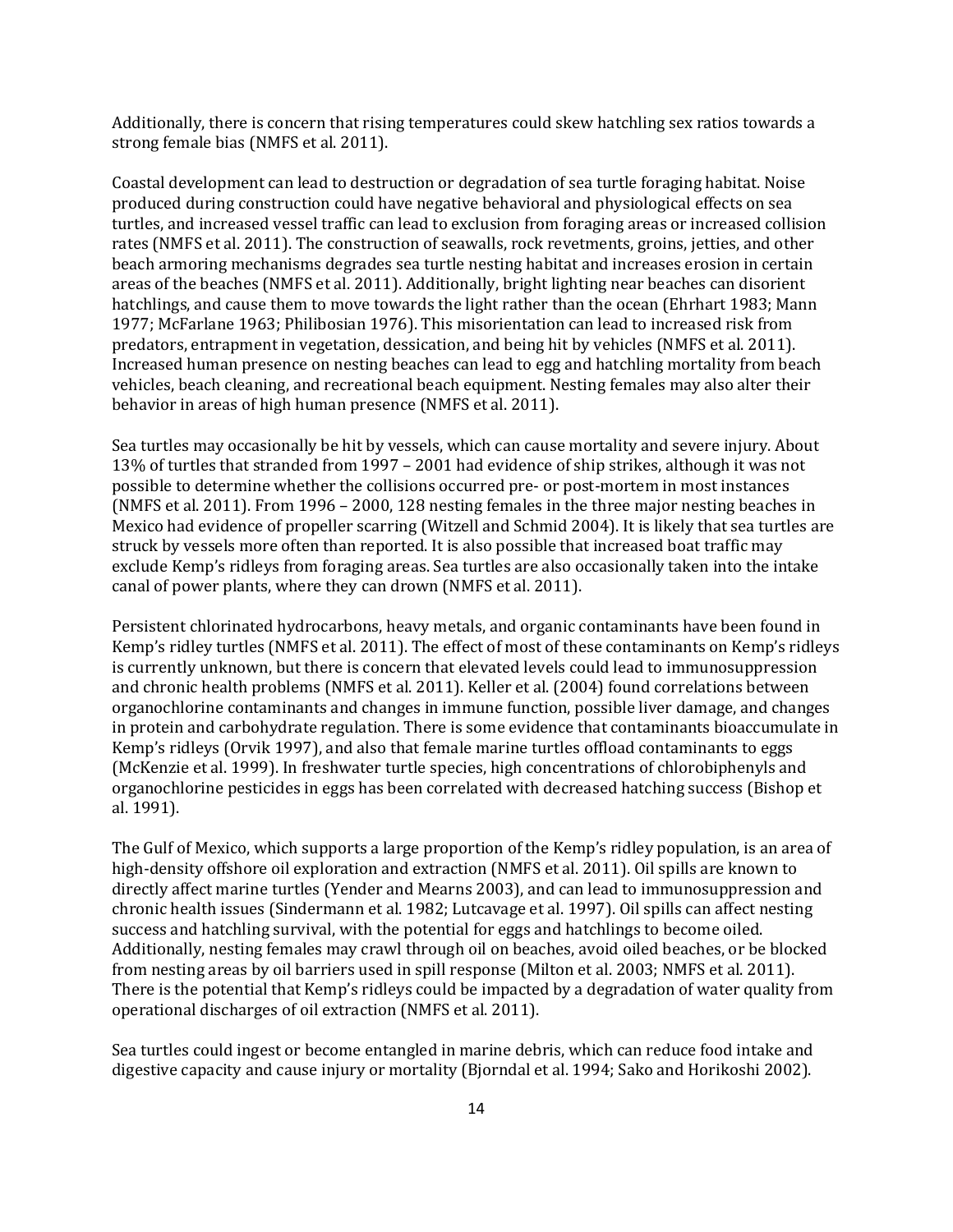Additionally, there is concern that rising temperatures could skew hatchling sex ratios towards a strong female bias (NMFS et al. 2011).

Coastal development can lead to destruction or degradation of sea turtle foraging habitat. Noise produced during construction could have negative behavioral and physiological effects on sea turtles, and increased vessel traffic can lead to exclusion from foraging areas or increased collision rates (NMFS et al. 2011). The construction of seawalls, rock revetments, groins, jetties, and other beach armoring mechanisms degrades sea turtle nesting habitat and increases erosion in certain areas of the beaches (NMFS et al. 2011). Additionally, bright lighting near beaches can disorient hatchlings, and cause them to move towards the light rather than the ocean (Ehrhart 1983; Mann 1977; McFarlane 1963; Philibosian 1976). This misorientation can lead to increased risk from predators, entrapment in vegetation, dessication, and being hit by vehicles (NMFS et al. 2011). Increased human presence on nesting beaches can lead to egg and hatchling mortality from beach vehicles, beach cleaning, and recreational beach equipment. Nesting females may also alter their behavior in areas of high human presence (NMFS et al. 2011).

Sea turtles may occasionally be hit by vessels, which can cause mortality and severe injury. About 13% of turtles that stranded from 1997 – 2001 had evidence of ship strikes, although it was not possible to determine whether the collisions occurred pre- or post-mortem in most instances (NMFS et al. 2011). From 1996 – 2000, 128 nesting females in the three major nesting beaches in Mexico had evidence of propeller scarring (Witzell and Schmid 2004). It is likely that sea turtles are struck by vessels more often than reported. It is also possible that increased boat traffic may exclude Kemp's ridleys from foraging areas. Sea turtles are also occasionally taken into the intake canal of power plants, where they can drown (NMFS et al. 2011).

Persistent chlorinated hydrocarbons, heavy metals, and organic contaminants have been found in Kemp's ridley turtles (NMFS et al. 2011). The effect of most of these contaminants on Kemp's ridleys is currently unknown, but there is concern that elevated levels could lead to immunosuppression and chronic health problems (NMFS et al. 2011). Keller et al. (2004) found correlations between organochlorine contaminants and changes in immune function, possible liver damage, and changes in protein and carbohydrate regulation. There is some evidence that contaminants bioaccumulate in Kemp's ridleys (Orvik 1997), and also that female marine turtles offload contaminants to eggs (McKenzie et al. 1999). In freshwater turtle species, high concentrations of chlorobiphenyls and organochlorine pesticides in eggs has been correlated with decreased hatching success (Bishop et al. 1991).

The Gulf of Mexico, which supports a large proportion of the Kemp's ridley population, is an area of high-density offshore oil exploration and extraction (NMFS et al. 2011). Oil spills are known to directly affect marine turtles (Yender and Mearns 2003), and can lead to immunosuppression and chronic health issues (Sindermann et al. 1982; Lutcavage et al. 1997). Oil spills can affect nesting success and hatchling survival, with the potential for eggs and hatchlings to become oiled. Additionally, nesting females may crawl through oil on beaches, avoid oiled beaches, or be blocked from nesting areas by oil barriers used in spill response (Milton et al. 2003; NMFS et al. 2011). There is the potential that Kemp's ridleys could be impacted by a degradation of water quality from operational discharges of oil extraction (NMFS et al. 2011).

Sea turtles could ingest or become entangled in marine debris, which can reduce food intake and digestive capacity and cause injury or mortality (Bjorndal et al. 1994; Sako and Horikoshi 2002).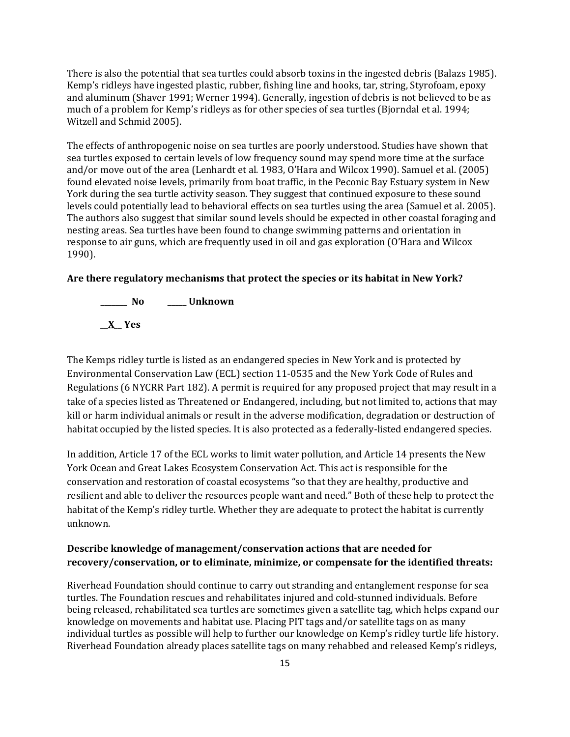There is also the potential that sea turtles could absorb toxins in the ingested debris (Balazs 1985). Kemp's ridleys have ingested plastic, rubber, fishing line and hooks, tar, string, Styrofoam, epoxy and aluminum (Shaver 1991; Werner 1994). Generally, ingestion of debris is not believed to be as much of a problem for Kemp's ridleys as for other species of sea turtles (Bjorndal et al. 1994; Witzell and Schmid 2005).

The effects of anthropogenic noise on sea turtles are poorly understood. Studies have shown that sea turtles exposed to certain levels of low frequency sound may spend more time at the surface and/or move out of the area (Lenhardt et al. 1983, O'Hara and Wilcox 1990). Samuel et al. (2005) found elevated noise levels, primarily from boat traffic, in the Peconic Bay Estuary system in New York during the sea turtle activity season. They suggest that continued exposure to these sound levels could potentially lead to behavioral effects on sea turtles using the area (Samuel et al. 2005). The authors also suggest that similar sound levels should be expected in other coastal foraging and nesting areas. Sea turtles have been found to change swimming patterns and orientation in response to air guns, which are frequently used in oil and gas exploration (O'Hara and Wilcox 1990).

**Are there regulatory mechanisms that protect the species or its habitat in New York?**

**_______ No  _____ Unknown**

**__X__ Yes**

The Kemps ridley turtle is listed as an endangered species in New York and is protected by Environmental Conservation Law (ECL) section 11-0535 and the New York Code of Rules and Regulations (6 NYCRR Part 182). A permit is required for any proposed project that may result in a take of a species listed as Threatened or Endangered, including, but not limited to, actions that may kill or harm individual animals or result in the adverse modification, degradation or destruction of habitat occupied by the listed species. It is also protected as a federally-listed endangered species.

In addition, Article 17 of the ECL works to limit water pollution, and Article 14 presents the New York Ocean and Great Lakes Ecosystem Conservation Act. This act is responsible for the conservation and restoration of coastal ecosystems "so that they are healthy, productive and resilient and able to deliver the resources people want and need." Both of these help to protect the habitat of the Kemp's ridley turtle. Whether they are adequate to protect the habitat is currently unknown.

**Describe knowledge of management/conservation actions that are needed for recovery/conservation, or to eliminate, minimize, or compensate for the identified threats:**

Riverhead Foundation should continue to carry out stranding and entanglement response for sea turtles. The Foundation rescues and rehabilitates injured and cold-stunned individuals. Before being released, rehabilitated sea turtles are sometimes given a satellite tag, which helps expand our knowledge on movements and habitat use. Placing PIT tags and/or satellite tags on as many individual turtles as possible will help to further our knowledge on Kemp's ridley turtle life history. Riverhead Foundation already places satellite tags on many rehabbed and released Kemp's ridleys,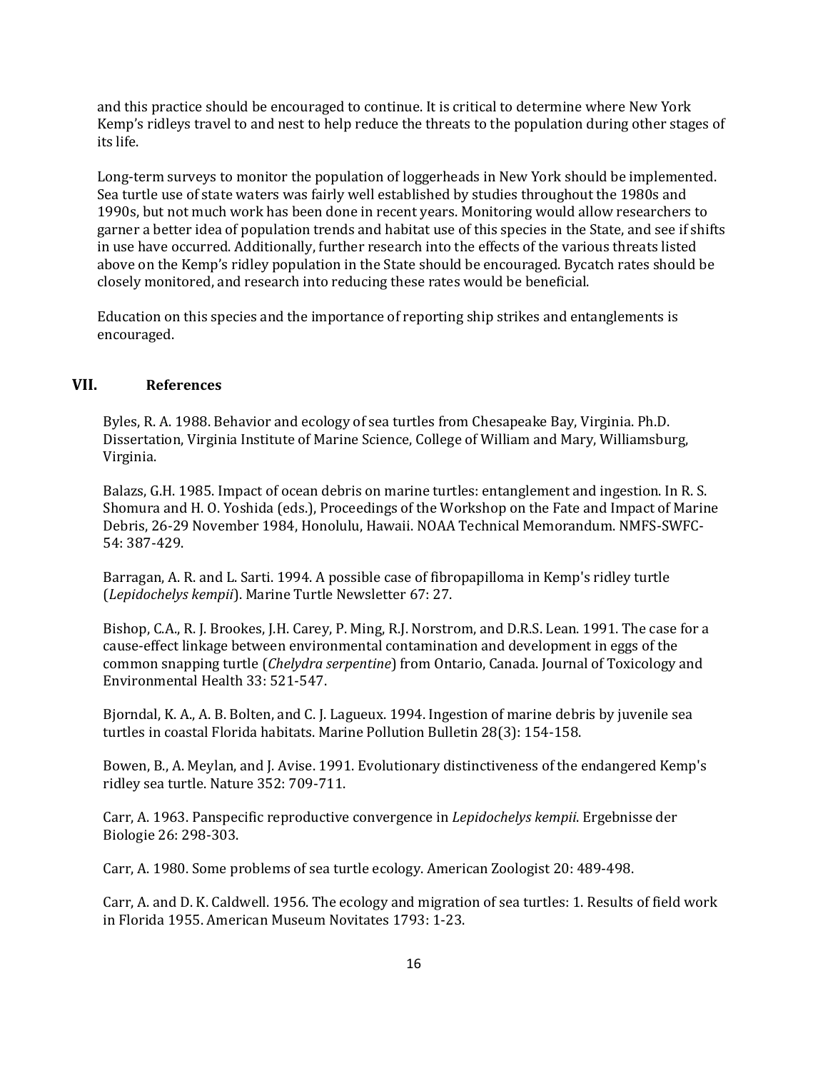and this practice should be encouraged to continue. It is critical to determine where New York Kemp's ridleys travel to and nest to help reduce the threats to the population during other stages of its life.

Long-term surveys to monitor the population of loggerheads in New York should be implemented. Sea turtle use of state waters was fairly well established by studies throughout the 1980s and 1990s, but not much work has been done in recent years. Monitoring would allow researchers to garner a better idea of population trends and habitat use of this species in the State, and see if shifts in use have occurred. Additionally, further research into the effects of the various threats listed above on the Kemp's ridley population in the State should be encouraged. Bycatch rates should be closely monitored, and research into reducing these rates would be beneficial.

Education on this species and the importance of reporting ship strikes and entanglements is encouraged.

## VII. References

Byles, R. A. 1988. Behavior and ecology of sea turtles from Chesapeake Bay, Virginia. Ph.D. Dissertation, Virginia Institute of Marine Science, College of William and Mary, Williamsburg, Virginia.

Balazs, G.H. 1985. Impact of ocean debris on marine turtles: entanglement and ingestion. In R. S. Shomura and H. O. Yoshida (eds.), Proceedings of the Workshop on the Fate and Impact of Marine Debris, 26-29 November 1984, Honolulu, Hawaii. NOAA Technical Memorandum. NMFS-SWFC-54: 387-429.

Barragan, A. R. and L. Sarti. 1994. A possible case of fibropapilloma in Kemp's ridley turtle (*Lepidochelys kempii*). Marine Turtle Newsletter 67: 27.

Bishop, C.A., R. J. Brookes, J.H. Carey, P. Ming, R.J. Norstrom, and D.R.S. Lean. 1991. The case for a cause-effect linkage between environmental contamination and development in eggs of the common snapping turtle (*Chelydra serpentine*) from Ontario, Canada. Journal of Toxicology and Environmental Health 33: 521-547.

Bjorndal, K. A., A. B. Bolten, and C. J. Lagueux. 1994. Ingestion of marine debris by juvenile sea turtles in coastal Florida habitats. Marine Pollution Bulletin 28(3): 154-158.

Bowen, B., A. Meylan, and J. Avise. 1991. Evolutionary distinctiveness of the endangered Kemp's ridley sea turtle. Nature 352: 709-711.

Carr, A. 1963. Panspecific reproductive convergence in *Lepidochelys kempii*. Ergebnisse der Biologie 26: 298-303.

Carr, A. 1980. Some problems of sea turtle ecology. American Zoologist 20: 489-498.

Carr, A. and D. K. Caldwell. 1956. The ecology and migration of sea turtles: 1. Results of field work in Florida 1955. American Museum Novitates 1793: 1-23.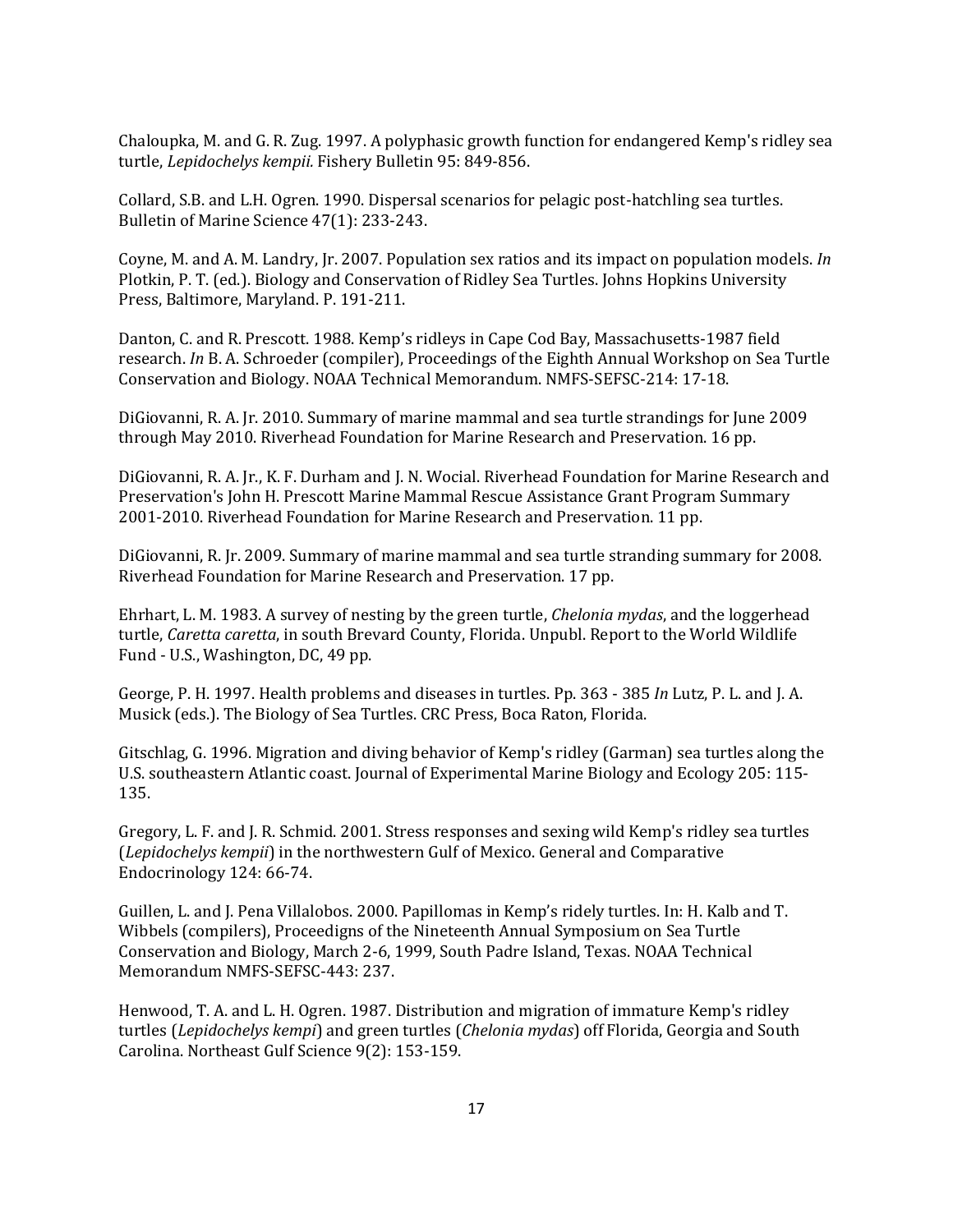Chaloupka, M. and G. R. Zug. 1997. A polyphasic growth function for endangered Kemp's ridley sea turtle, *Lepidochelys kempii.* Fishery Bulletin 95: 849-856.

Collard, S.B. and L.H. Ogren. 1990. Dispersal scenarios for pelagic post-hatchling sea turtles. Bulletin of Marine Science 47(1): 233-243.

Coyne, M. and A. M. Landry, Jr. 2007. Population sex ratios and its impact on population models. *In* Plotkin, P. T. (ed.). Biology and Conservation of Ridley Sea Turtles. Johns Hopkins University Press, Baltimore, Maryland. P. 191-211.

Danton, C. and R. Prescott. 1988. Kemp's ridleys in Cape Cod Bay, Massachusetts-1987 field research. *In* B. A. Schroeder (compiler), Proceedings of the Eighth Annual Workshop on Sea Turtle Conservation and Biology. NOAA Technical Memorandum. NMFS-SEFSC-214: 17-18.

DiGiovanni, R. A. Jr. 2010. Summary of marine mammal and sea turtle strandings for June 2009 through May 2010. Riverhead Foundation for Marine Research and Preservation. 16 pp.

DiGiovanni, R. A. Jr., K. F. Durham and J. N. Wocial. Riverhead Foundation for Marine Research and Preservation's John H. Prescott Marine Mammal Rescue Assistance Grant Program Summary 2001-2010. Riverhead Foundation for Marine Research and Preservation. 11 pp.

DiGiovanni, R. Jr. 2009. Summary of marine mammal and sea turtle stranding summary for 2008. Riverhead Foundation for Marine Research and Preservation. 17 pp.

Ehrhart, L. M. 1983. A survey of nesting by the green turtle, *Chelonia mydas*, and the loggerhead turtle, *Caretta caretta*, in south Brevard County, Florida. Unpubl. Report to the World Wildlife Fund - U.S., Washington, DC, 49 pp.

George, P. H. 1997. Health problems and diseases in turtles. Pp. 363 - 385 *In* Lutz, P. L. and J. A. Musick (eds.). The Biology of Sea Turtles. CRC Press, Boca Raton, Florida.

Gitschlag, G. 1996. Migration and diving behavior of Kemp's ridley (Garman) sea turtles along the U.S. southeastern Atlantic coast. Journal of Experimental Marine Biology and Ecology 205: 115-135.

Gregory, L. F. and J. R. Schmid. 2001. Stress responses and sexing wild Kemp's ridley sea turtles (*Lepidochelys kempii*) in the northwestern Gulf of Mexico. General and Comparative Endocrinology 124: 66-74.

Guillen, L. and J. Pena Villalobos. 2000. Papillomas in Kemp's ridely turtles. In: H. Kalb and T. Wibbels (compilers), Proceedigns of the Nineteenth Annual Symposium on Sea Turtle Conservation and Biology, March 2-6, 1999, South Padre Island, Texas. NOAA Technical Memorandum NMFS-SEFSC-443: 237.

Henwood, T. A. and L. H. Ogren. 1987. Distribution and migration of immature Kemp's ridley turtles (*Lepidochelys kempi*) and green turtles (*Chelonia mydas*) off Florida, Georgia and South Carolina. Northeast Gulf Science 9(2): 153-159.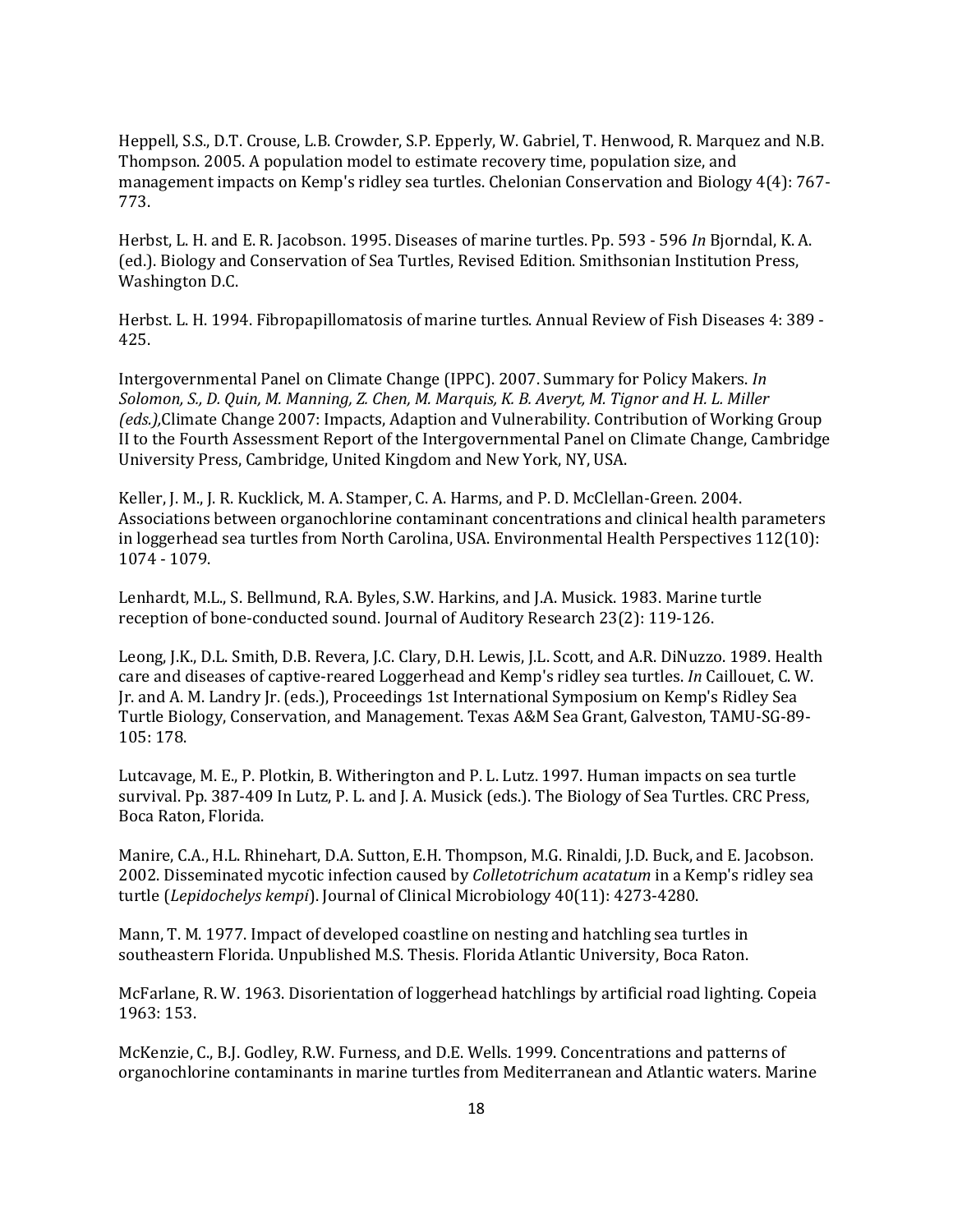Heppell, S.S., D.T. Crouse, L.B. Crowder, S.P. Epperly, W. Gabriel, T. Henwood, R. Marquez and N.B. Thompson. 2005. A population model to estimate recovery time, population size, and management impacts on Kemp's ridley sea turtles. Chelonian Conservation and Biology 4(4): 767-773.

Herbst, L. H. and E. R. Jacobson. 1995. Diseases of marine turtles. Pp. 593 - 596 *In* Bjorndal, K. A. (ed.). Biology and Conservation of Sea Turtles, Revised Edition. Smithsonian Institution Press, Washington D.C.

Herbst. L. H. 1994. Fibropapillomatosis of marine turtles. Annual Review of Fish Diseases 4: 389 - 425.

Intergovernmental Panel on Climate Change (IPPC). 2007. Summary for Policy Makers. *In Solomon, S., D. Quin, M. Manning, Z. Chen, M. Marquis, K. B. Averyt, M. Tignor and H. L. Miller (eds.),*Climate Change 2007: Impacts, Adaption and Vulnerability. Contribution of Working Group II to the Fourth Assessment Report of the Intergovernmental Panel on Climate Change, Cambridge University Press, Cambridge, United Kingdom and New York, NY, USA.

Keller, J. M., J. R. Kucklick, M. A. Stamper, C. A. Harms, and P. D. McClellan-Green. 2004. Associations between organochlorine contaminant concentrations and clinical health parameters in loggerhead sea turtles from North Carolina, USA. Environmental Health Perspectives 112(10): 1074 - 1079.

Lenhardt, M.L., S. Bellmund, R.A. Byles, S.W. Harkins, and J.A. Musick. 1983. Marine turtle reception of bone-conducted sound. Journal of Auditory Research 23(2): 119-126.

Leong, J.K., D.L. Smith, D.B. Revera, J.C. Clary, D.H. Lewis, J.L. Scott, and A.R. DiNuzzo. 1989. Health care and diseases of captive-reared Loggerhead and Kemp's ridley sea turtles. *In* Caillouet, C. W. Jr. and A. M. Landry Jr. (eds.), Proceedings 1st International Symposium on Kemp's Ridley Sea Turtle Biology, Conservation, and Management. Texas A&M Sea Grant, Galveston, TAMU-SG-89-105: 178.

Lutcavage, M. E., P. Plotkin, B. Witherington and P. L. Lutz. 1997. Human impacts on sea turtle survival. Pp. 387-409 In Lutz, P. L. and J. A. Musick (eds.). The Biology of Sea Turtles. CRC Press, Boca Raton, Florida.

Manire, C.A., H.L. Rhinehart, D.A. Sutton, E.H. Thompson, M.G. Rinaldi, J.D. Buck, and E. Jacobson. 2002. Disseminated mycotic infection caused by *Colletotrichum acatatum* in a Kemp's ridley sea turtle (*Lepidochelys kempi*). Journal of Clinical Microbiology 40(11): 4273-4280.

Mann, T. M. 1977. Impact of developed coastline on nesting and hatchling sea turtles in southeastern Florida. Unpublished M.S. Thesis. Florida Atlantic University, Boca Raton.

McFarlane, R. W. 1963. Disorientation of loggerhead hatchlings by artificial road lighting. Copeia 1963: 153.

McKenzie, C., B.J. Godley, R.W. Furness, and D.E. Wells. 1999. Concentrations and patterns of organochlorine contaminants in marine turtles from Mediterranean and Atlantic waters. Marine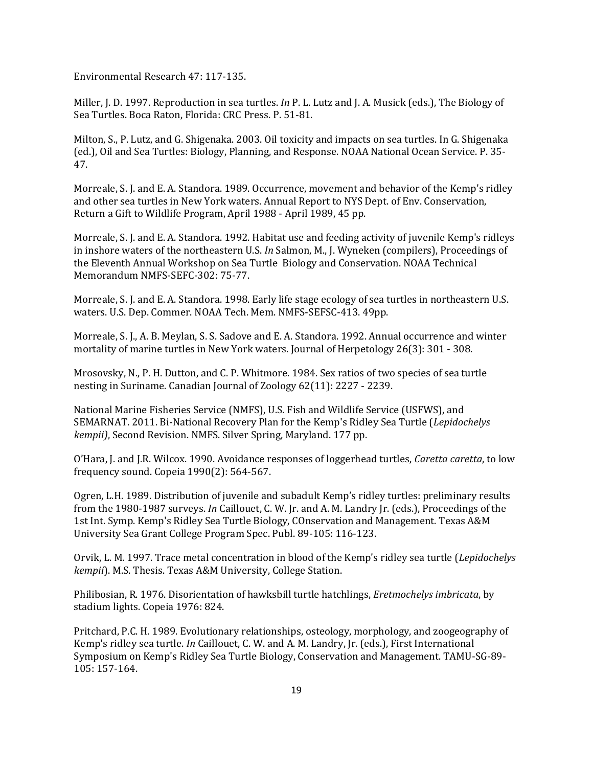Environmental Research 47: 117-135.

Miller, J. D. 1997. Reproduction in sea turtles. *In* P. L. Lutz and J. A. Musick (eds.), The Biology of Sea Turtles. Boca Raton, Florida: CRC Press. P. 51-81.

Milton, S., P. Lutz, and G. Shigenaka. 2003. Oil toxicity and impacts on sea turtles. In G. Shigenaka (ed.), Oil and Sea Turtles: Biology, Planning, and Response. NOAA National Ocean Service. P. 35-47.

Morreale, S. J. and E. A. Standora. 1989. Occurrence, movement and behavior of the Kemp's ridley and other sea turtles in New York waters. Annual Report to NYS Dept. of Env. Conservation, Return a Gift to Wildlife Program, April 1988 - April 1989, 45 pp.

Morreale, S. J. and E. A. Standora. 1992. Habitat use and feeding activity of juvenile Kemp's ridleys in inshore waters of the northeastern U.S. *In* Salmon, M., J. Wyneken (compilers), Proceedings of the Eleventh Annual Workshop on Sea Turtle Biology and Conservation. NOAA Technical Memorandum NMFS-SEFC-302: 75-77.

Morreale, S. J. and E. A. Standora. 1998. Early life stage ecology of sea turtles in northeastern U.S. waters. U.S. Dep. Commer. NOAA Tech. Mem. NMFS-SEFSC-413. 49pp.

Morreale, S. J., A. B. Meylan, S. S. Sadove and E. A. Standora. 1992. Annual occurrence and winter mortality of marine turtles in New York waters. Journal of Herpetology 26(3): 301 - 308.

Mrosovsky, N., P. H. Dutton, and C. P. Whitmore. 1984. Sex ratios of two species of sea turtle nesting in Suriname. Canadian Journal of Zoology 62(11): 2227 - 2239.

National Marine Fisheries Service (NMFS), U.S. Fish and Wildlife Service (USFWS), and SEMARNAT. 2011. Bi-National Recovery Plan for the Kemp's Ridley Sea Turtle (*Lepidochelys kempii)*, Second Revision. NMFS. Silver Spring, Maryland. 177 pp.

O'Hara, J. and J.R. Wilcox. 1990. Avoidance responses of loggerhead turtles, *Caretta caretta*, to low frequency sound. Copeia 1990(2): 564-567.

Ogren, L.H. 1989. Distribution of juvenile and subadult Kemp's ridley turtles: preliminary results from the 1980-1987 surveys. *In* Caillouet, C. W. Jr. and A. M. Landry Jr. (eds.), Proceedings of the 1st Int. Symp. Kemp's Ridley Sea Turtle Biology, COnservation and Management. Texas A&M University Sea Grant College Program Spec. Publ. 89-105: 116-123.

Orvik, L. M. 1997. Trace metal concentration in blood of the Kemp's ridley sea turtle (*Lepidochelys kempii*). M.S. Thesis. Texas A&M University, College Station.

Philibosian, R. 1976. Disorientation of hawksbill turtle hatchlings, *Eretmochelys imbricata*, by stadium lights. Copeia 1976: 824.

Pritchard, P.C. H. 1989. Evolutionary relationships, osteology, morphology, and zoogeography of Kemp's ridley sea turtle. *In* Caillouet, C. W. and A. M. Landry, Jr. (eds.), First International Symposium on Kemp's Ridley Sea Turtle Biology, Conservation and Management. TAMU-SG-89-105: 157-164.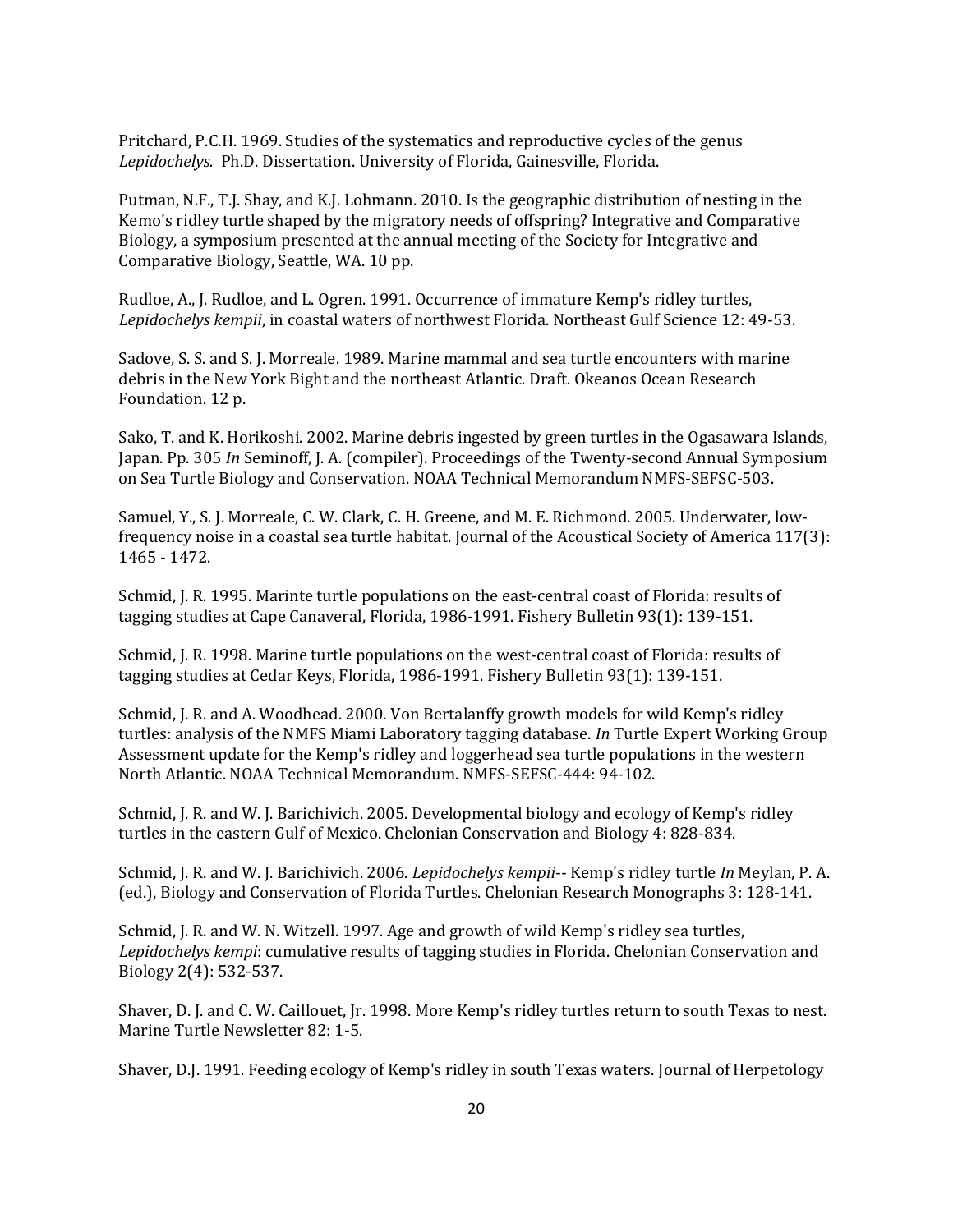Pritchard, P.C.H. 1969. Studies of the systematics and reproductive cycles of the genus *Lepidochelys.* Ph.D. Dissertation. University of Florida, Gainesville, Florida.

Putman, N.F., T.J. Shay, and K.J. Lohmann. 2010. Is the geographic distribution of nesting in the Kemo's ridley turtle shaped by the migratory needs of offspring? Integrative and Comparative Biology, a symposium presented at the annual meeting of the Society for Integrative and Comparative Biology, Seattle, WA. 10 pp.

Rudloe, A., J. Rudloe, and L. Ogren. 1991. Occurrence of immature Kemp's ridley turtles, *Lepidochelys kempii*, in coastal waters of northwest Florida. Northeast Gulf Science 12: 49-53.

Sadove, S. S. and S. J. Morreale. 1989. Marine mammal and sea turtle encounters with marine debris in the New York Bight and the northeast Atlantic. Draft. Okeanos Ocean Research Foundation. 12 p.

Sako, T. and K. Horikoshi. 2002. Marine debris ingested by green turtles in the Ogasawara Islands, Japan. Pp. 305 *In* Seminoff, J. A. (compiler). Proceedings of the Twenty-second Annual Symposium on Sea Turtle Biology and Conservation. NOAA Technical Memorandum NMFS-SEFSC-503.

Samuel, Y., S. J. Morreale, C. W. Clark, C. H. Greene, and M. E. Richmond. 2005. Underwater, low-frequency noise in a coastal sea turtle habitat. Journal of the Acoustical Society of America 117(3): 1465 - 1472.

Schmid, J. R. 1995. Marinte turtle populations on the east-central coast of Florida: results of tagging studies at Cape Canaveral, Florida, 1986-1991. Fishery Bulletin 93(1): 139-151.

Schmid, J. R. 1998. Marine turtle populations on the west-central coast of Florida: results of tagging studies at Cedar Keys, Florida, 1986-1991. Fishery Bulletin 93(1): 139-151.

Schmid, J. R. and A. Woodhead. 2000. Von Bertalanffy growth models for wild Kemp's ridley turtles: analysis of the NMFS Miami Laboratory tagging database. *In* Turtle Expert Working Group Assessment update for the Kemp's ridley and loggerhead sea turtle populations in the western North Atlantic. NOAA Technical Memorandum. NMFS-SEFSC-444: 94-102.

Schmid, J. R. and W. J. Barichivich. 2005. Developmental biology and ecology of Kemp's ridley turtles in the eastern Gulf of Mexico. Chelonian Conservation and Biology 4: 828-834.

Schmid, J. R. and W. J. Barichivich. 2006. *Lepidochelys kempii*-- Kemp's ridley turtle *In* Meylan, P. A. (ed.), Biology and Conservation of Florida Turtles. Chelonian Research Monographs 3: 128-141.

Schmid, J. R. and W. N. Witzell. 1997. Age and growth of wild Kemp's ridley sea turtles, *Lepidochelys kempi*: cumulative results of tagging studies in Florida. Chelonian Conservation and Biology 2(4): 532-537.

Shaver, D. J. and C. W. Caillouet, Jr. 1998. More Kemp's ridley turtles return to south Texas to nest. Marine Turtle Newsletter 82: 1-5.

Shaver, D.J. 1991. Feeding ecology of Kemp's ridley in south Texas waters. Journal of Herpetology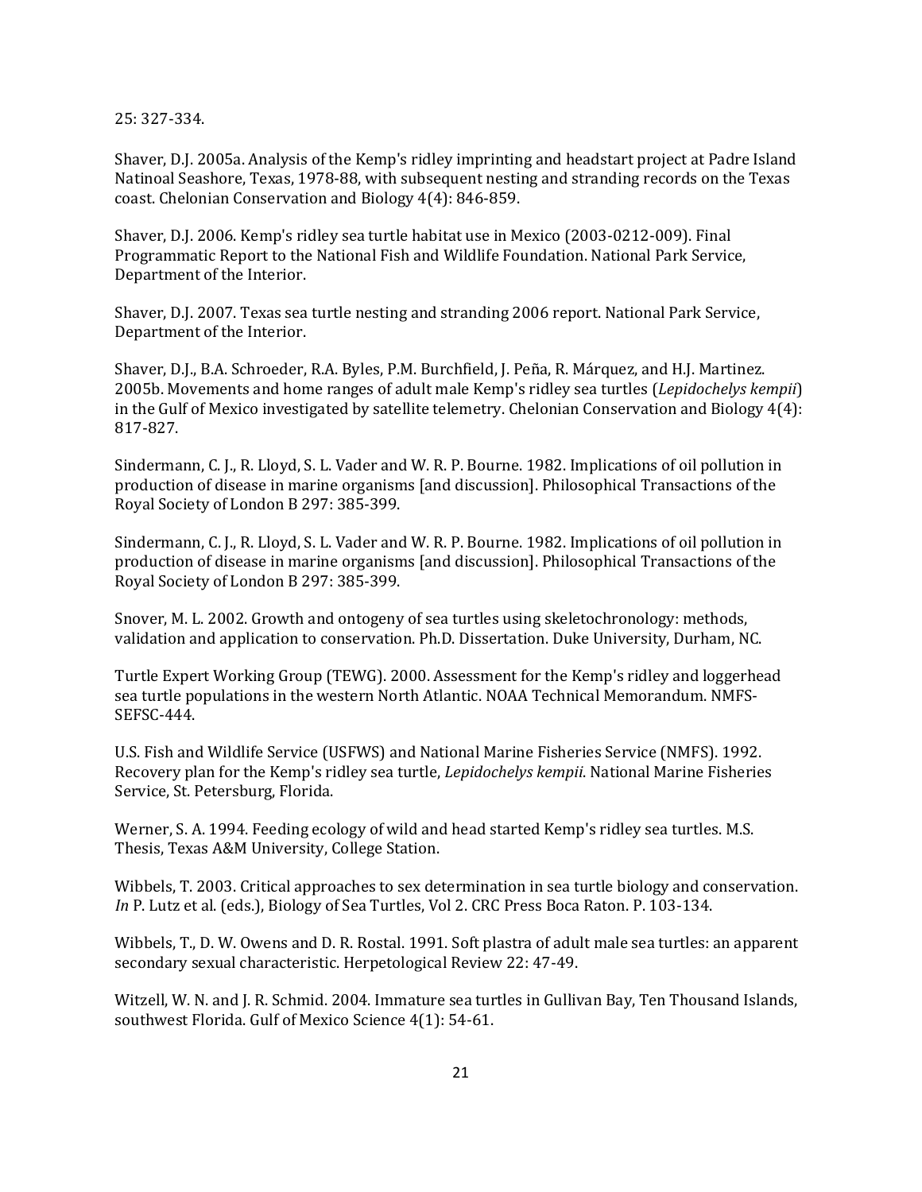25: 327-334.

Shaver, D.J. 2005a. Analysis of the Kemp's ridley imprinting and headstart project at Padre Island Natinoal Seashore, Texas, 1978-88, with subsequent nesting and stranding records on the Texas coast. Chelonian Conservation and Biology 4(4): 846-859.

Shaver, D.J. 2006. Kemp's ridley sea turtle habitat use in Mexico (2003-0212-009). Final Programmatic Report to the National Fish and Wildlife Foundation. National Park Service, Department of the Interior.

Shaver, D.J. 2007. Texas sea turtle nesting and stranding 2006 report. National Park Service, Department of the Interior.

Shaver, D.J., B.A. Schroeder, R.A. Byles, P.M. Burchfield, J. Peña, R. Márquez, and H.J. Martinez. 2005b. Movements and home ranges of adult male Kemp's ridley sea turtles (*Lepidochelys kempii*) in the Gulf of Mexico investigated by satellite telemetry. Chelonian Conservation and Biology 4(4): 817-827.

Sindermann, C. J., R. Lloyd, S. L. Vader and W. R. P. Bourne. 1982. Implications of oil pollution in production of disease in marine organisms [and discussion]. Philosophical Transactions of the Royal Society of London B 297: 385-399.

Sindermann, C. J., R. Lloyd, S. L. Vader and W. R. P. Bourne. 1982. Implications of oil pollution in production of disease in marine organisms [and discussion]. Philosophical Transactions of the Royal Society of London B 297: 385-399.

Snover, M. L. 2002. Growth and ontogeny of sea turtles using skeletochronology: methods, validation and application to conservation. Ph.D. Dissertation. Duke University, Durham, NC.

Turtle Expert Working Group (TEWG). 2000. Assessment for the Kemp's ridley and loggerhead sea turtle populations in the western North Atlantic. NOAA Technical Memorandum. NMFS-SEFSC-444.

U.S. Fish and Wildlife Service (USFWS) and National Marine Fisheries Service (NMFS). 1992. Recovery plan for the Kemp's ridley sea turtle, *Lepidochelys kempii*. National Marine Fisheries Service, St. Petersburg, Florida.

Werner, S. A. 1994. Feeding ecology of wild and head started Kemp's ridley sea turtles. M.S. Thesis, Texas A&M University, College Station.

Wibbels, T. 2003. Critical approaches to sex determination in sea turtle biology and conservation. *In* P. Lutz et al. (eds.), Biology of Sea Turtles, Vol 2. CRC Press Boca Raton. P. 103-134.

Wibbels, T., D. W. Owens and D. R. Rostal. 1991. Soft plastra of adult male sea turtles: an apparent secondary sexual characteristic. Herpetological Review 22: 47-49.

Witzell, W. N. and J. R. Schmid. 2004. Immature sea turtles in Gullivan Bay, Ten Thousand Islands, southwest Florida. Gulf of Mexico Science 4(1): 54-61.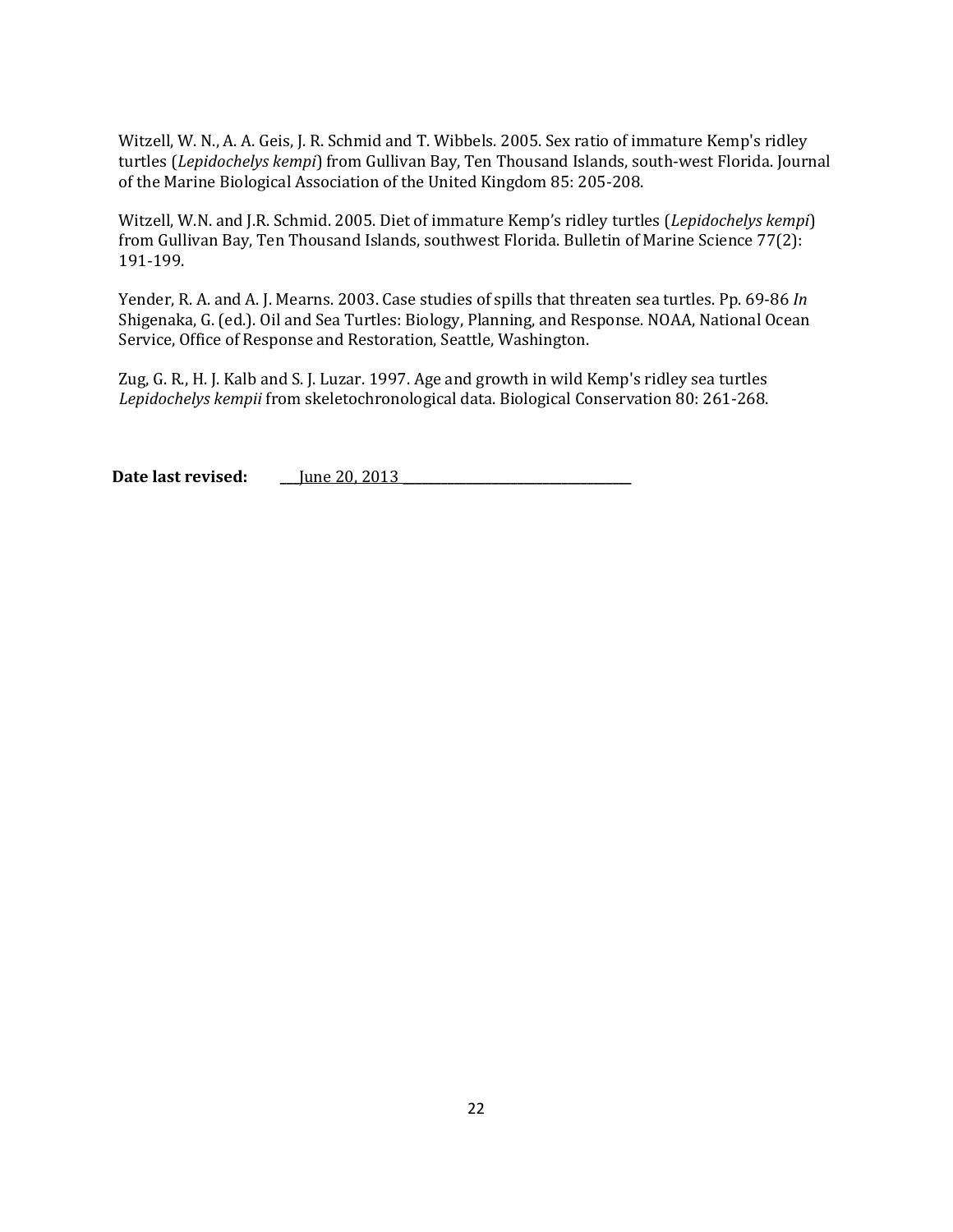Witzell, W. N., A. A. Geis, J. R. Schmid and T. Wibbels. 2005. Sex ratio of immature Kemp's ridley turtles (*Lepidochelys kempi*) from Gullivan Bay, Ten Thousand Islands, south-west Florida. Journal of the Marine Biological Association of the United Kingdom 85: 205-208.

Witzell, W.N. and J.R. Schmid. 2005. Diet of immature Kemp's ridley turtles (*Lepidochelys kempi*) from Gullivan Bay, Ten Thousand Islands, southwest Florida. Bulletin of Marine Science 77(2): 191-199.

Yender, R. A. and A. J. Mearns. 2003. Case studies of spills that threaten sea turtles. Pp. 69-86 *In* Shigenaka, G. (ed.). Oil and Sea Turtles: Biology, Planning, and Response. NOAA, National Ocean Service, Office of Response and Restoration, Seattle, Washington.

Zug, G. R., H. J. Kalb and S. J. Luzar. 1997. Age and growth in wild Kemp's ridley sea turtles *Lepidochelys kempii* from skeletochronological data. Biological Conservation 80: 261-268.

**Date last revised:** June 20, 2013